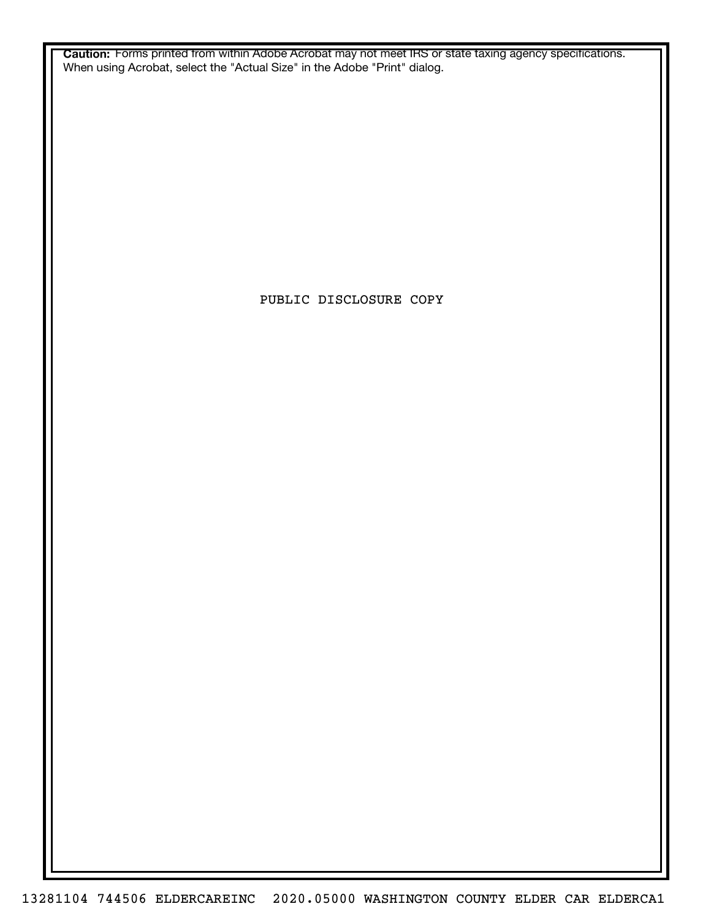**Caution:** Forms printed from within Adobe Acrobat may not meet IRS or state taxing agency specifications. When using Acrobat, select the "Actual Size" in the Adobe "Print" dialog.

PUBLIC DISCLOSURE COPY

13281104 744506 ELDERCAREINC 2020.05000 WASHINGTON COUNTY ELDER CAR ELDERCA1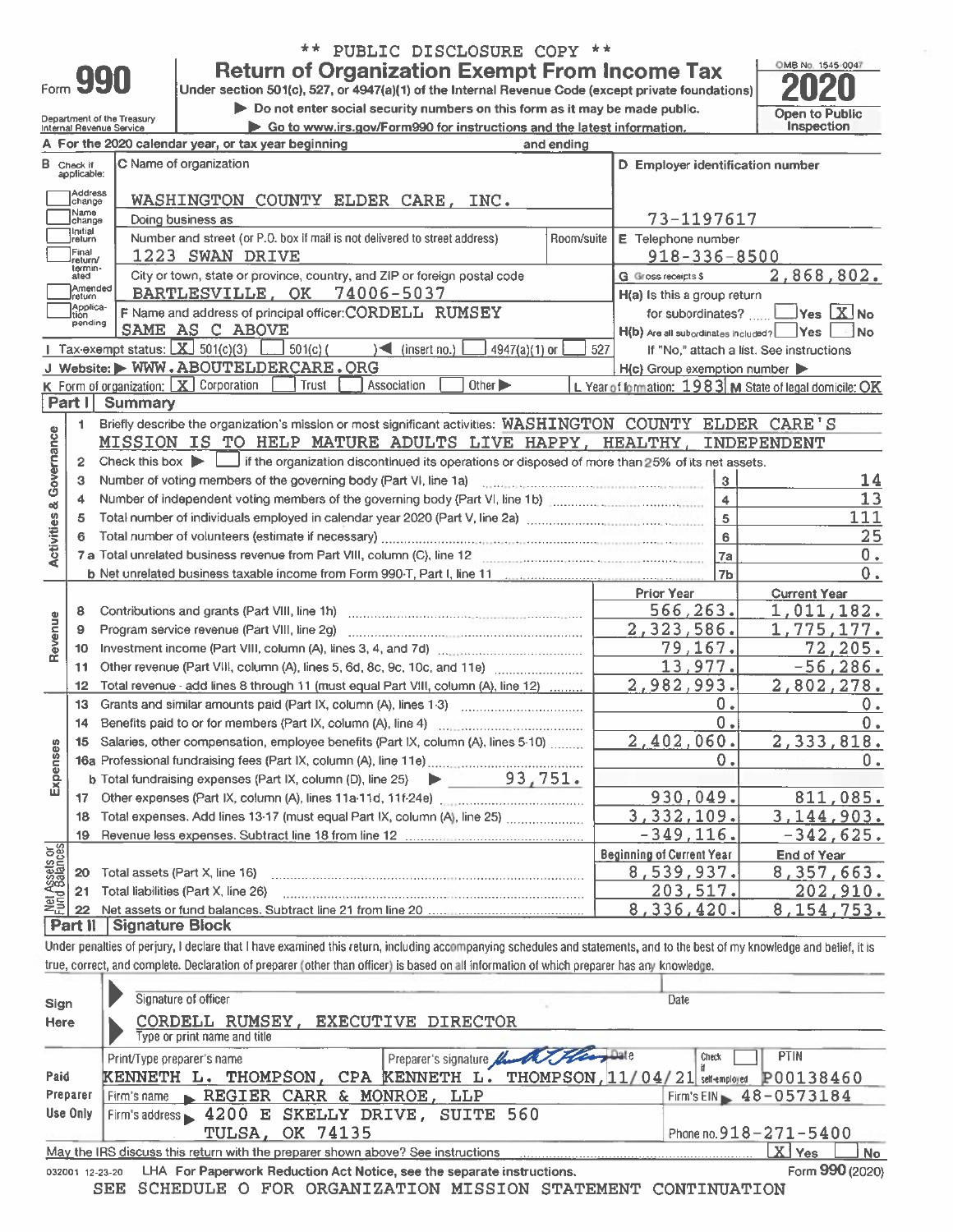** PUBLIC DISCLOSURE COPY **

# Form 990 — Return of Organization Exempt From Income Tax

Under section 501(c), 527, or 4947(a)(1) of the Internal Revenue Code (except private foundations)

▶ Do not enter social security numbers on this form as it may be made public.

▶ Go to www.irs.gov/Form990 for instructions and the latest information.

Department of the Treasury
Internal Revenue Service

OMB No. 1545-0047

**2020**

Open to Public Inspection

A For the 2020 calendar year, or tax year beginning                    and ending

B Check if applicable: Address change / Name change / Initial return / Final return/terminated / Amended return / Application pending

C Name of organization: WASHINGTON COUNTY ELDER CARE, INC.

Doing business as

Number and street (or P.O. box if mail is not delivered to street address): 1223 SWAN DRIVE | Room/suite

City or town, state or province, country, and ZIP or foreign postal code: BARTLESVILLE, OK 74006-5037

F Name and address of principal officer: CORDELL RUMSEY, SAME AS C ABOVE

D Employer identification number: 73-1197617

E Telephone number: 918-336-8500

G Gross receipts $ 2,868,802.

H(a) Is this a group return for subordinates? ☐ Yes ☒ No

H(b) Are all subordinates included? ☐ Yes ☐ No — If "No," attach a list. See instructions

H(c) Group exemption number ▶

I Tax-exempt status: ☒ 501(c)(3) ☐ 501(c) ( ) ◀ (insert no.) ☐ 4947(a)(1) or ☐ 527

J Website: ▶ WWW.ABOUTELDERCARE.ORG

K Form of organization: ☒ Corporation ☐ Trust ☐ Association ☐ Other ▶

L Year of formation: 1983 M State of legal domicile: OK

## Part I Summary

**Activities & Governance**

1 Briefly describe the organization's mission or most significant activities: WASHINGTON COUNTY ELDER CARE'S MISSION IS TO HELP MATURE ADULTS LIVE HAPPY, HEALTHY, INDEPENDENT

2 Check this box ▶ ☐ if the organization discontinued its operations or disposed of more than 25% of its net assets.

| Line | Description | No. | Value |
|---|---|---|---|
| 3 | Number of voting members of the governing body (Part VI, line 1a) | 3 | 14 |
| 4 | Number of independent voting members of the governing body (Part VI, line 1b) | 4 | 13 |
| 5 | Total number of individuals employed in calendar year 2020 (Part V, line 2a) | 5 | 111 |
| 6 | Total number of volunteers (estimate if necessary) | 6 | 25 |
| 7a | Total unrelated business revenue from Part VIII, column (C), line 12 | 7a | 0. |
| 7b | Net unrelated business taxable income from Form 990-T, Part I, line 11 | 7b | 0. |

| Section | Line | Description | Prior Year | Current Year |
|---|---|---|---|---|
| Revenue | 8 | Contributions and grants (Part VIII, line 1h) | 566,263. | 1,011,182. |
| | 9 | Program service revenue (Part VIII, line 2g) | 2,323,586. | 1,775,177. |
| | 10 | Investment income (Part VIII, column (A), lines 3, 4, and 7d) | 79,167. | 72,205. |
| | 11 | Other revenue (Part VIII, column (A), lines 5, 6d, 8c, 9c, 10c, and 11e) | 13,977. | -56,286. |
| | 12 | Total revenue - add lines 8 through 11 (must equal Part VIII, column (A), line 12) | 2,982,993. | 2,802,278. |
| Expenses | 13 | Grants and similar amounts paid (Part IX, column (A), lines 1-3) | 0. | 0. |
| | 14 | Benefits paid to or for members (Part IX, column (A), line 4) | 0. | 0. |
| | 15 | Salaries, other compensation, employee benefits (Part IX, column (A), lines 5-10) | 2,402,060. | 2,333,818. |
| | 16a | Professional fundraising fees (Part IX, column (A), line 11e) | 0. | 0. |
| | b | Total fundraising expenses (Part IX, column (D), line 25) ▶ 93,751. | | |
| | 17 | Other expenses (Part IX, column (A), lines 11a-11d, 11f-24e) | 930,049. | 811,085. |
| | 18 | Total expenses. Add lines 13-17 (must equal Part IX, column (A), line 25) | 3,332,109. | 3,144,903. |
| | 19 | Revenue less expenses. Subtract line 18 from line 12 | -349,116. | -342,625. |
| | | | **Beginning of Current Year** | **End of Year** |
| Net Assets or Fund Balances | 20 | Total assets (Part X, line 16) | 8,539,937. | 8,357,663. |
| | 21 | Total liabilities (Part X, line 26) | 203,517. | 202,910. |
| | 22 | Net assets or fund balances. Subtract line 21 from line 20 | 8,336,420. | 8,154,753. |

## Part II Signature Block

Under penalties of perjury, I declare that I have examined this return, including accompanying schedules and statements, and to the best of my knowledge and belief, it is true, correct, and complete. Declaration of preparer (other than officer) is based on all information of which preparer has any knowledge.

**Sign Here**

Signature of officer | Date

CORDELL RUMSEY, EXECUTIVE DIRECTOR
Type or print name and title

**Paid Preparer Use Only**

| Print/Type preparer's name | Preparer's signature | Date | Check if self-employed | PTIN |
|---|---|---|---|---|
| KENNETH L. THOMPSON, CPA | KENNETH L. THOMPSON, | 11/04/21 | ☐ | P00138460 |

Firm's name ▶ REGIER CARR & MONROE, LLP — Firm's EIN ▶ 48-0573184

Firm's address ▶ 4200 E SKELLY DRIVE, SUITE 560, TULSA, OK 74135 — Phone no. 918-271-5400

May the IRS discuss this return with the preparer shown above? See instructions ☒ Yes ☐ No

032001 12-23-20 LHA For Paperwork Reduction Act Notice, see the separate instructions. Form 990 (2020)

SEE SCHEDULE O FOR ORGANIZATION MISSION STATEMENT CONTINUATION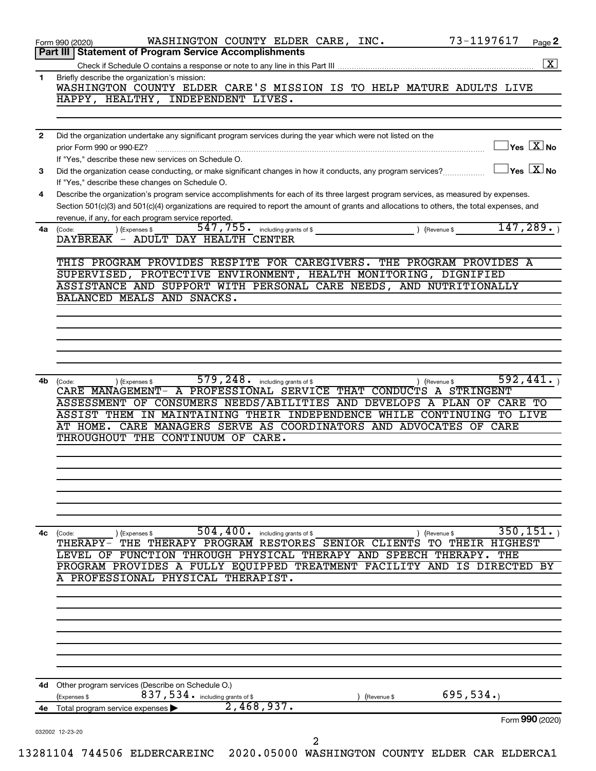Form 990 (2020) WASHINGTON COUNTY ELDER CARE, INC. 73-1197617

## Part III Statement of Program Service Accomplishments

Check if Schedule O contains a response or note to any line in this Part III ..... [X]

**1** Briefly describe the organization's mission:

WASHINGTON COUNTY ELDER CARE'S MISSION IS TO HELP MATURE ADULTS LIVE HAPPY, HEALTHY, INDEPENDENT LIVES.

**2** Did the organization undertake any significant program services during the year which were not listed on the prior Form 990 or 990-EZ? ..... [ ] Yes [X] No

If "Yes," describe these new services on Schedule O.

**3** Did the organization cease conducting, or make significant changes in how it conducts, any program services? ..... [ ] Yes [X] No

If "Yes," describe these changes on Schedule O.

**4** Describe the organization's program service accomplishments for each of its three largest program services, as measured by expenses. Section 501(c)(3) and 501(c)(4) organizations are required to report the amount of grants and allocations to others, the total expenses, and revenue, if any, for each program service reported.

**4a** (Code: ) (Expenses $ 547,755. including grants of $ ) (Revenue $ 147,289.)

DAYBREAK - ADULT DAY HEALTH CENTER

THIS PROGRAM PROVIDES RESPITE FOR CAREGIVERS. THE PROGRAM PROVIDES A SUPERVISED, PROTECTIVE ENVIRONMENT, HEALTH MONITORING, DIGNIFIED ASSISTANCE AND SUPPORT WITH PERSONAL CARE NEEDS, AND NUTRITIONALLY BALANCED MEALS AND SNACKS.

**4b** (Code: ) (Expenses $ 579,248. including grants of $ ) (Revenue $ 592,441.)

CARE MANAGEMENT- A PROFESSIONAL SERVICE THAT CONDUCTS A STRINGENT ASSESSMENT OF CONSUMERS NEEDS/ABILITIES AND DEVELOPS A PLAN OF CARE TO ASSIST THEM IN MAINTAINING THEIR INDEPENDENCE WHILE CONTINUING TO LIVE AT HOME. CARE MANAGERS SERVE AS COORDINATORS AND ADVOCATES OF CARE THROUGHOUT THE CONTINUUM OF CARE.

**4c** (Code: ) (Expenses $ 504,400. including grants of $ ) (Revenue $ 350,151.)

THERAPY- THE THERAPY PROGRAM RESTORES SENIOR CLIENTS TO THEIR HIGHEST LEVEL OF FUNCTION THROUGH PHYSICAL THERAPY AND SPEECH THERAPY. THE PROGRAM PROVIDES A FULLY EQUIPPED TREATMENT FACILITY AND IS DIRECTED BY A PROFESSIONAL PHYSICAL THERAPIST.

**4d** Other program services (Describe on Schedule O.)

(Expenses $ 837,534. including grants of $ ) (Revenue $ 695,534.)

**4e** Total program service expenses ▶ 2,468,937.

Form **990** (2020)

032002 12-23-20

13281104 744506 ELDERCAREINC 2020.05000 WASHINGTON COUNTY ELDER CAR ELDERCA1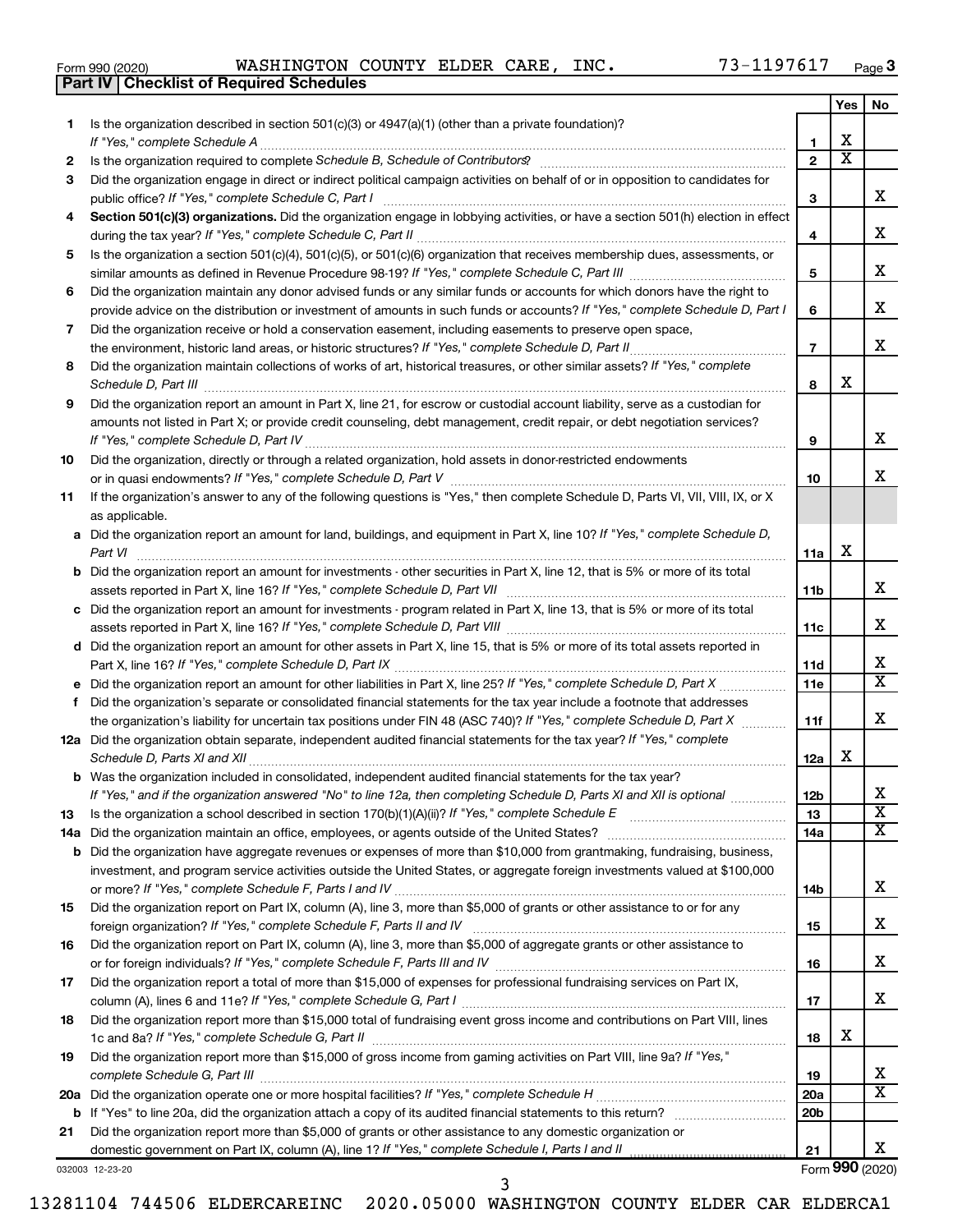Form 990 (2020) WASHINGTON COUNTY ELDER CARE, INC. 73-1197617

## Part IV | Checklist of Required Schedules

| | | | Yes | No |
|---|---|---|---|---|
| 1 | Is the organization described in section 501(c)(3) or 4947(a)(1) (other than a private foundation)? *If "Yes," complete Schedule A* | 1 | X | |
| 2 | Is the organization required to complete *Schedule B, Schedule of Contributors*? | 2 | X | |
| 3 | Did the organization engage in direct or indirect political campaign activities on behalf of or in opposition to candidates for public office? *If "Yes," complete Schedule C, Part I* | 3 | | X |
| 4 | **Section 501(c)(3) organizations.** Did the organization engage in lobbying activities, or have a section 501(h) election in effect during the tax year? *If "Yes," complete Schedule C, Part II* | 4 | | X |
| 5 | Is the organization a section 501(c)(4), 501(c)(5), or 501(c)(6) organization that receives membership dues, assessments, or similar amounts as defined in Revenue Procedure 98-19? *If "Yes," complete Schedule C, Part III* | 5 | | X |
| 6 | Did the organization maintain any donor advised funds or any similar funds or accounts for which donors have the right to provide advice on the distribution or investment of amounts in such funds or accounts? *If "Yes," complete Schedule D, Part I* | 6 | | X |
| 7 | Did the organization receive or hold a conservation easement, including easements to preserve open space, the environment, historic land areas, or historic structures? *If "Yes," complete Schedule D, Part II* | 7 | | X |
| 8 | Did the organization maintain collections of works of art, historical treasures, or other similar assets? *If "Yes," complete Schedule D, Part III* | 8 | X | |
| 9 | Did the organization report an amount in Part X, line 21, for escrow or custodial account liability, serve as a custodian for amounts not listed in Part X; or provide credit counseling, debt management, credit repair, or debt negotiation services? *If "Yes," complete Schedule D, Part IV* | 9 | | X |
| 10 | Did the organization, directly or through a related organization, hold assets in donor-restricted endowments or in quasi endowments? *If "Yes," complete Schedule D, Part V* | 10 | | X |
| 11 | If the organization's answer to any of the following questions is "Yes," then complete Schedule D, Parts VI, VII, VIII, IX, or X as applicable. | | | |
| a | Did the organization report an amount for land, buildings, and equipment in Part X, line 10? *If "Yes," complete Schedule D, Part VI* | 11a | X | |
| b | Did the organization report an amount for investments - other securities in Part X, line 12, that is 5% or more of its total assets reported in Part X, line 16? *If "Yes," complete Schedule D, Part VII* | 11b | | X |
| c | Did the organization report an amount for investments - program related in Part X, line 13, that is 5% or more of its total assets reported in Part X, line 16? *If "Yes," complete Schedule D, Part VIII* | 11c | | X |
| d | Did the organization report an amount for other assets in Part X, line 15, that is 5% or more of its total assets reported in Part X, line 16? *If "Yes," complete Schedule D, Part IX* | 11d | | X |
| e | Did the organization report an amount for other liabilities in Part X, line 25? *If "Yes," complete Schedule D, Part X* | 11e | | X |
| f | Did the organization's separate or consolidated financial statements for the tax year include a footnote that addresses the organization's liability for uncertain tax positions under FIN 48 (ASC 740)? *If "Yes," complete Schedule D, Part X* | 11f | | X |
| 12a | Did the organization obtain separate, independent audited financial statements for the tax year? *If "Yes," complete Schedule D, Parts XI and XII* | 12a | X | |
| b | Was the organization included in consolidated, independent audited financial statements for the tax year? *If "Yes," and if the organization answered "No" to line 12a, then completing Schedule D, Parts XI and XII is optional* | 12b | | X |
| 13 | Is the organization a school described in section 170(b)(1)(A)(ii)? *If "Yes," complete Schedule E* | 13 | | X |
| 14a | Did the organization maintain an office, employees, or agents outside of the United States? | 14a | | X |
| b | Did the organization have aggregate revenues or expenses of more than $10,000 from grantmaking, fundraising, business, investment, and program service activities outside the United States, or aggregate foreign investments valued at $100,000 or more? *If "Yes," complete Schedule F, Parts I and IV* | 14b | | X |
| 15 | Did the organization report on Part IX, column (A), line 3, more than $5,000 of grants or other assistance to or for any foreign organization? *If "Yes," complete Schedule F, Parts II and IV* | 15 | | X |
| 16 | Did the organization report on Part IX, column (A), line 3, more than $5,000 of aggregate grants or other assistance to or for foreign individuals? *If "Yes," complete Schedule F, Parts III and IV* | 16 | | X |
| 17 | Did the organization report a total of more than $15,000 of expenses for professional fundraising services on Part IX, column (A), lines 6 and 11e? *If "Yes," complete Schedule G, Part I* | 17 | | X |
| 18 | Did the organization report more than $15,000 total of fundraising event gross income and contributions on Part VIII, lines 1c and 8a? *If "Yes," complete Schedule G, Part II* | 18 | X | |
| 19 | Did the organization report more than $15,000 of gross income from gaming activities on Part VIII, line 9a? *If "Yes," complete Schedule G, Part III* | 19 | | X |
| 20a | Did the organization operate one or more hospital facilities? *If "Yes," complete Schedule H* | 20a | | X |
| b | If "Yes" to line 20a, did the organization attach a copy of its audited financial statements to this return? | 20b | | |
| 21 | Did the organization report more than $5,000 of grants or other assistance to any domestic organization or domestic government on Part IX, column (A), line 1? *If "Yes," complete Schedule I, Parts I and II* | 21 | | X |

032003 12-23-20

Form **990** (2020)

13281104 744506 ELDERCAREINC 2020.05000 WASHINGTON COUNTY ELDER CAR ELDERCA1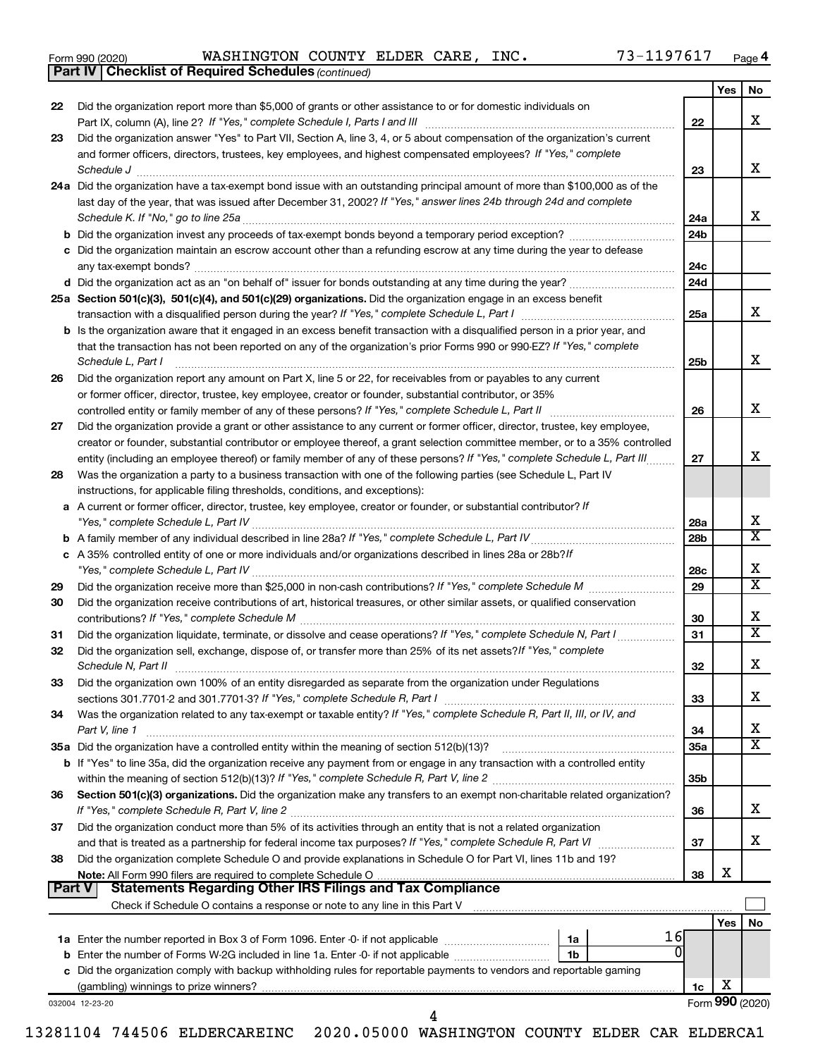Form 990 (2020) WASHINGTON COUNTY ELDER CARE, INC. 73-1197617

**Part IV | Checklist of Required Schedules** *(continued)*

| | | | Yes | No |
|---|---|---|---|---|
| 22 | Did the organization report more than $5,000 of grants or other assistance to or for domestic individuals on Part IX, column (A), line 2? *If "Yes," complete Schedule I, Parts I and III* | 22 | | X |
| 23 | Did the organization answer "Yes" to Part VII, Section A, line 3, 4, or 5 about compensation of the organization's current and former officers, directors, trustees, key employees, and highest compensated employees? *If "Yes," complete Schedule J* | 23 | | X |
| 24a | Did the organization have a tax-exempt bond issue with an outstanding principal amount of more than $100,000 as of the last day of the year, that was issued after December 31, 2002? *If "Yes," answer lines 24b through 24d and complete Schedule K. If "No," go to line 25a* | 24a | | X |
| b | Did the organization invest any proceeds of tax-exempt bonds beyond a temporary period exception? | 24b | | |
| c | Did the organization maintain an escrow account other than a refunding escrow at any time during the year to defease any tax-exempt bonds? | 24c | | |
| d | Did the organization act as an "on behalf of" issuer for bonds outstanding at any time during the year? | 24d | | |
| 25a | **Section 501(c)(3), 501(c)(4), and 501(c)(29) organizations.** Did the organization engage in an excess benefit transaction with a disqualified person during the year? *If "Yes," complete Schedule L, Part I* | 25a | | X |
| b | Is the organization aware that it engaged in an excess benefit transaction with a disqualified person in a prior year, and that the transaction has not been reported on any of the organization's prior Forms 990 or 990-EZ? *If "Yes," complete Schedule L, Part I* | 25b | | X |
| 26 | Did the organization report any amount on Part X, line 5 or 22, for receivables from or payables to any current or former officer, director, trustee, key employee, creator or founder, substantial contributor, or 35% controlled entity or family member of any of these persons? *If "Yes," complete Schedule L, Part II* | 26 | | X |
| 27 | Did the organization provide a grant or other assistance to any current or former officer, director, trustee, key employee, creator or founder, substantial contributor or employee thereof, a grant selection committee member, or to a 35% controlled entity (including an employee thereof) or family member of any of these persons? *If "Yes," complete Schedule L, Part III* | 27 | | X |
| 28 | Was the organization a party to a business transaction with one of the following parties (see Schedule L, Part IV instructions, for applicable filing thresholds, conditions, and exceptions): | | | |
| a | A current or former officer, director, trustee, key employee, creator or founder, or substantial contributor? *If "Yes," complete Schedule L, Part IV* | 28a | | X |
| b | A family member of any individual described in line 28a? *If "Yes," complete Schedule L, Part IV* | 28b | | X |
| c | A 35% controlled entity of one or more individuals and/or organizations described in lines 28a or 28b? *If "Yes," complete Schedule L, Part IV* | 28c | | X |
| 29 | Did the organization receive more than $25,000 in non-cash contributions? *If "Yes," complete Schedule M* | 29 | | X |
| 30 | Did the organization receive contributions of art, historical treasures, or other similar assets, or qualified conservation contributions? *If "Yes," complete Schedule M* | 30 | | X |
| 31 | Did the organization liquidate, terminate, or dissolve and cease operations? *If "Yes," complete Schedule N, Part I* | 31 | | X |
| 32 | Did the organization sell, exchange, dispose of, or transfer more than 25% of its net assets? *If "Yes," complete Schedule N, Part II* | 32 | | X |
| 33 | Did the organization own 100% of an entity disregarded as separate from the organization under Regulations sections 301.7701-2 and 301.7701-3? *If "Yes," complete Schedule R, Part I* | 33 | | X |
| 34 | Was the organization related to any tax-exempt or taxable entity? *If "Yes," complete Schedule R, Part II, III, or IV, and Part V, line 1* | 34 | | X |
| 35a | Did the organization have a controlled entity within the meaning of section 512(b)(13)? | 35a | | X |
| b | If "Yes" to line 35a, did the organization receive any payment from or engage in any transaction with a controlled entity within the meaning of section 512(b)(13)? *If "Yes," complete Schedule R, Part V, line 2* | 35b | | |
| 36 | **Section 501(c)(3) organizations.** Did the organization make any transfers to an exempt non-charitable related organization? *If "Yes," complete Schedule R, Part V, line 2* | 36 | | X |
| 37 | Did the organization conduct more than 5% of its activities through an entity that is not a related organization and that is treated as a partnership for federal income tax purposes? *If "Yes," complete Schedule R, Part VI* | 37 | | X |
| 38 | Did the organization complete Schedule O and provide explanations in Schedule O for Part VI, lines 11b and 19? **Note:** All Form 990 filers are required to complete Schedule O | 38 | X | |

**Part V | Statements Regarding Other IRS Filings and Tax Compliance**

Check if Schedule O contains a response or note to any line in this Part V ☐

| | | | | | Yes | No |
|---|---|---|---|---|---|---|
| 1a | Enter the number reported in Box 3 of Form 1096. Enter -0- if not applicable | 1a | 16 | | | |
| b | Enter the number of Forms W-2G included in line 1a. Enter -0- if not applicable | 1b | 0 | | | |
| c | Did the organization comply with backup withholding rules for reportable payments to vendors and reportable gaming (gambling) winnings to prize winners? | | | 1c | X | |

032004 12-23-20 Form **990** (2020)

13281104 744506 ELDERCAREINC 2020.05000 WASHINGTON COUNTY ELDER CAR ELDERCA1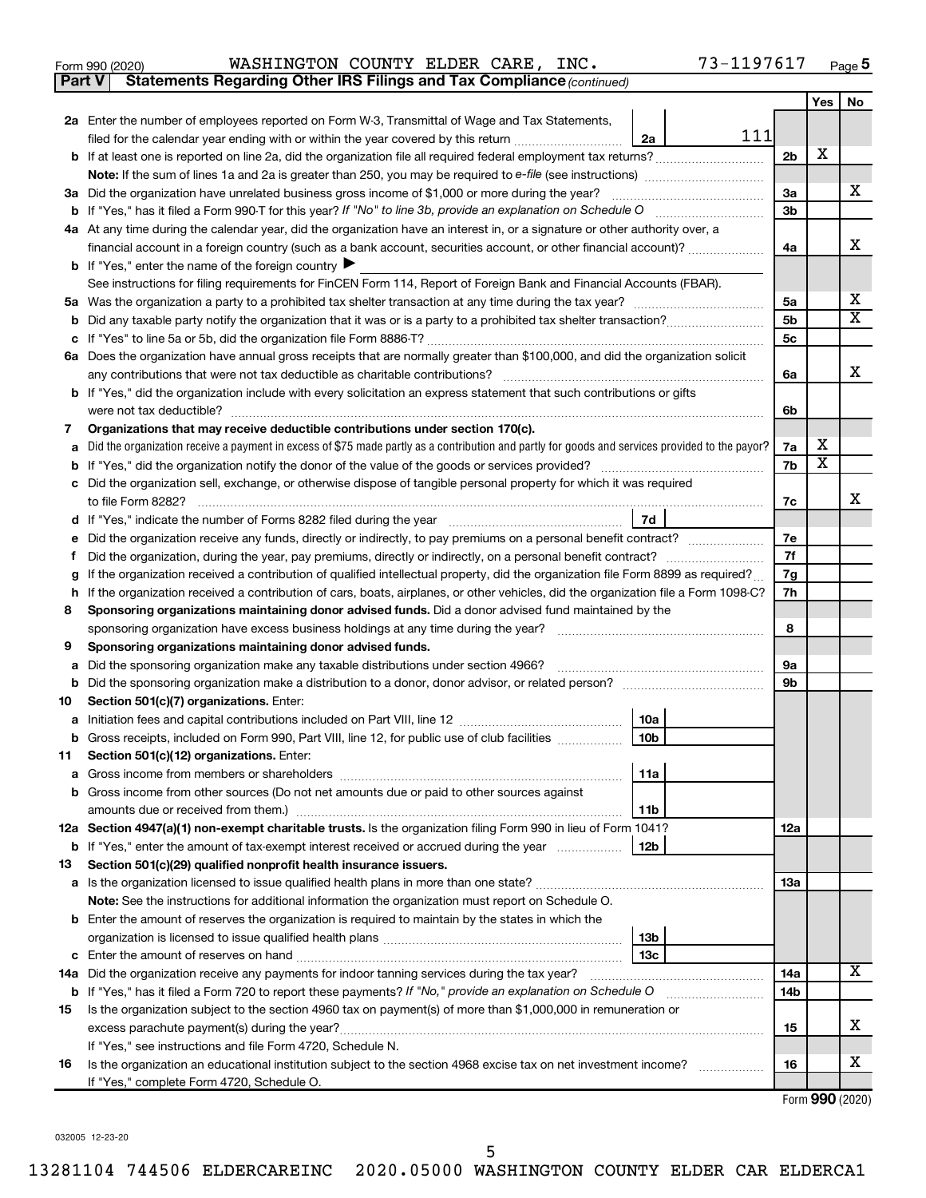Form 990 (2020) WASHINGTON COUNTY ELDER CARE, INC. 73-1197617 Page **5**

## Part V Statements Regarding Other IRS Filings and Tax Compliance *(continued)*

| | | | | Yes | No |
|---|---|---|---|---|---|
| **2a** | Enter the number of employees reported on Form W-3, Transmittal of Wage and Tax Statements, filed for the calendar year ending with or within the year covered by this return | 2a | 111 | | |
| **b** | If at least one is reported on line 2a, did the organization file all required federal employment tax returns? | | 2b | X | |
| | **Note:** If the sum of lines 1a and 2a is greater than 250, you may be required to *e-file* (see instructions) | | | | |
| **3a** | Did the organization have unrelated business gross income of $1,000 or more during the year? | | 3a | | X |
| **b** | If "Yes," has it filed a Form 990-T for this year? *If "No" to line 3b, provide an explanation on Schedule O* | | 3b | | |
| **4a** | At any time during the calendar year, did the organization have an interest in, or a signature or other authority over, a financial account in a foreign country (such as a bank account, securities account, or other financial account)? | | 4a | | X |
| **b** | If "Yes," enter the name of the foreign country ▶ | | | | |
| | See instructions for filing requirements for FinCEN Form 114, Report of Foreign Bank and Financial Accounts (FBAR). | | | | |
| **5a** | Was the organization a party to a prohibited tax shelter transaction at any time during the tax year? | | 5a | | X |
| **b** | Did any taxable party notify the organization that it was or is a party to a prohibited tax shelter transaction? | | 5b | | X |
| **c** | If "Yes" to line 5a or 5b, did the organization file Form 8886-T? | | 5c | | |
| **6a** | Does the organization have annual gross receipts that are normally greater than $100,000, and did the organization solicit any contributions that were not tax deductible as charitable contributions? | | 6a | | X |
| **b** | If "Yes," did the organization include with every solicitation an express statement that such contributions or gifts were not tax deductible? | | 6b | | |
| **7** | **Organizations that may receive deductible contributions under section 170(c).** | | | | |
| **a** | Did the organization receive a payment in excess of $75 made partly as a contribution and partly for goods and services provided to the payor? | | 7a | X | |
| **b** | If "Yes," did the organization notify the donor of the value of the goods or services provided? | | 7b | X | |
| **c** | Did the organization sell, exchange, or otherwise dispose of tangible personal property for which it was required to file Form 8282? | | 7c | | X |
| **d** | If "Yes," indicate the number of Forms 8282 filed during the year | 7d | | | |
| **e** | Did the organization receive any funds, directly or indirectly, to pay premiums on a personal benefit contract? | | 7e | | |
| **f** | Did the organization, during the year, pay premiums, directly or indirectly, on a personal benefit contract? | | 7f | | |
| **g** | If the organization received a contribution of qualified intellectual property, did the organization file Form 8899 as required? | | 7g | | |
| **h** | If the organization received a contribution of cars, boats, airplanes, or other vehicles, did the organization file a Form 1098-C? | | 7h | | |
| **8** | **Sponsoring organizations maintaining donor advised funds.** Did a donor advised fund maintained by the sponsoring organization have excess business holdings at any time during the year? | | 8 | | |
| **9** | **Sponsoring organizations maintaining donor advised funds.** | | | | |
| **a** | Did the sponsoring organization make any taxable distributions under section 4966? | | 9a | | |
| **b** | Did the sponsoring organization make a distribution to a donor, donor advisor, or related person? | | 9b | | |
| **10** | **Section 501(c)(7) organizations.** Enter: | | | | |
| **a** | Initiation fees and capital contributions included on Part VIII, line 12 | 10a | | | |
| **b** | Gross receipts, included on Form 990, Part VIII, line 12, for public use of club facilities | 10b | | | |
| **11** | **Section 501(c)(12) organizations.** Enter: | | | | |
| **a** | Gross income from members or shareholders | 11a | | | |
| **b** | Gross income from other sources (Do not net amounts due or paid to other sources against amounts due or received from them.) | 11b | | | |
| **12a** | **Section 4947(a)(1) non-exempt charitable trusts.** Is the organization filing Form 990 in lieu of Form 1041? | | 12a | | |
| **b** | If "Yes," enter the amount of tax-exempt interest received or accrued during the year | 12b | | | |
| **13** | **Section 501(c)(29) qualified nonprofit health insurance issuers.** | | | | |
| **a** | Is the organization licensed to issue qualified health plans in more than one state? | | 13a | | |
| | **Note:** See the instructions for additional information the organization must report on Schedule O. | | | | |
| **b** | Enter the amount of reserves the organization is required to maintain by the states in which the organization is licensed to issue qualified health plans | 13b | | | |
| **c** | Enter the amount of reserves on hand | 13c | | | |
| **14a** | Did the organization receive any payments for indoor tanning services during the tax year? | | 14a | | X |
| **b** | If "Yes," has it filed a Form 720 to report these payments? *If "No," provide an explanation on Schedule O* | | 14b | | |
| **15** | Is the organization subject to the section 4960 tax on payment(s) of more than $1,000,000 in remuneration or excess parachute payment(s) during the year? | | 15 | | X |
| | If "Yes," see instructions and file Form 4720, Schedule N. | | | | |
| **16** | Is the organization an educational institution subject to the section 4968 excise tax on net investment income? | | 16 | | X |
| | If "Yes," complete Form 4720, Schedule O. | | | | |

Form **990** (2020)

032005 12-23-20

13281104 744506 ELDERCAREINC 2020.05000 WASHINGTON COUNTY ELDER CAR ELDERCA1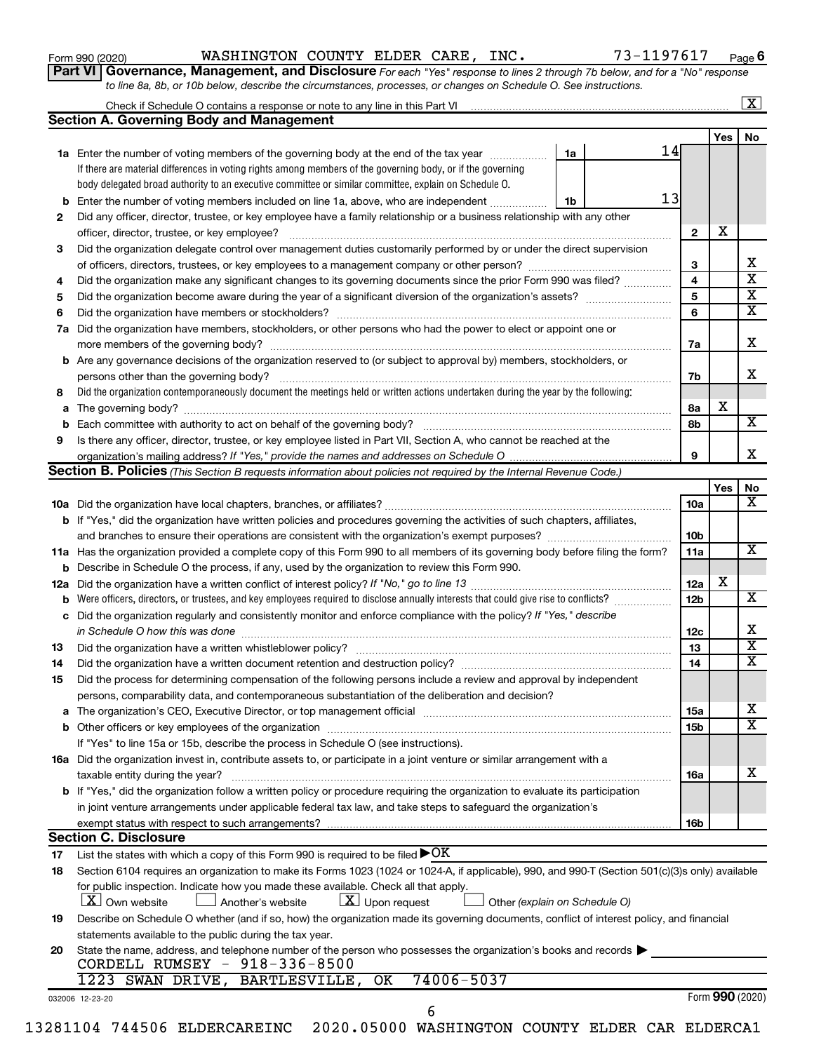Form 990 (2020) WASHINGTON COUNTY ELDER CARE, INC. 73-1197617 Page 6

**Part VI Governance, Management, and Disclosure** *For each "Yes" response to lines 2 through 7b below, and for a "No" response to line 8a, 8b, or 10b below, describe the circumstances, processes, or changes on Schedule O. See instructions.*

Check if Schedule O contains a response or note to any line in this Part VI [X]

## Section A. Governing Body and Management

| | | | Yes | No |
|---|---|---|---|---|
| **1a** | Enter the number of voting members of the governing body at the end of the tax year — **1a** 14. If there are material differences in voting rights among members of the governing body, or if the governing body delegated broad authority to an executive committee or similar committee, explain on Schedule O. | | | |
| **b** | Enter the number of voting members included on line 1a, above, who are independent — **1b** 13 | | | |
| **2** | Did any officer, director, trustee, or key employee have a family relationship or a business relationship with any other officer, director, trustee, or key employee? | 2 | X | |
| **3** | Did the organization delegate control over management duties customarily performed by or under the direct supervision of officers, directors, trustees, or key employees to a management company or other person? | 3 | | X |
| **4** | Did the organization make any significant changes to its governing documents since the prior Form 990 was filed? | 4 | | X |
| **5** | Did the organization become aware during the year of a significant diversion of the organization's assets? | 5 | | X |
| **6** | Did the organization have members or stockholders? | 6 | | X |
| **7a** | Did the organization have members, stockholders, or other persons who had the power to elect or appoint one or more members of the governing body? | 7a | | X |
| **b** | Are any governance decisions of the organization reserved to (or subject to approval by) members, stockholders, or persons other than the governing body? | 7b | | X |
| **8** | Did the organization contemporaneously document the meetings held or written actions undertaken during the year by the following: | | | |
| **a** | The governing body? | 8a | X | |
| **b** | Each committee with authority to act on behalf of the governing body? | 8b | | X |
| **9** | Is there any officer, director, trustee, or key employee listed in Part VII, Section A, who cannot be reached at the organization's mailing address? *If "Yes," provide the names and addresses on Schedule O* | 9 | | X |

## Section B. Policies *(This Section B requests information about policies not required by the Internal Revenue Code.)*

| | | | Yes | No |
|---|---|---|---|---|
| **10a** | Did the organization have local chapters, branches, or affiliates? | 10a | | X |
| **b** | If "Yes," did the organization have written policies and procedures governing the activities of such chapters, affiliates, and branches to ensure their operations are consistent with the organization's exempt purposes? | 10b | | |
| **11a** | Has the organization provided a complete copy of this Form 990 to all members of its governing body before filing the form? | 11a | | X |
| **b** | Describe in Schedule O the process, if any, used by the organization to review this Form 990. | | | |
| **12a** | Did the organization have a written conflict of interest policy? *If "No," go to line 13* | 12a | X | |
| **b** | Were officers, directors, or trustees, and key employees required to disclose annually interests that could give rise to conflicts? | 12b | | X |
| **c** | Did the organization regularly and consistently monitor and enforce compliance with the policy? *If "Yes," describe in Schedule O how this was done* | 12c | | X |
| **13** | Did the organization have a written whistleblower policy? | 13 | | X |
| **14** | Did the organization have a written document retention and destruction policy? | 14 | | X |
| **15** | Did the process for determining compensation of the following persons include a review and approval by independent persons, comparability data, and contemporaneous substantiation of the deliberation and decision? | | | |
| **a** | The organization's CEO, Executive Director, or top management official | 15a | | X |
| **b** | Other officers or key employees of the organization | 15b | | X |
| | If "Yes" to line 15a or 15b, describe the process in Schedule O (see instructions). | | | |
| **16a** | Did the organization invest in, contribute assets to, or participate in a joint venture or similar arrangement with a taxable entity during the year? | 16a | | X |
| **b** | If "Yes," did the organization follow a written policy or procedure requiring the organization to evaluate its participation in joint venture arrangements under applicable federal tax law, and take steps to safeguard the organization's exempt status with respect to such arrangements? | 16b | | |

## Section C. Disclosure

**17** List the states with which a copy of this Form 990 is required to be filed ▶OK

**18** Section 6104 requires an organization to make its Forms 1023 (1024 or 1024-A, if applicable), 990, and 990-T (Section 501(c)(3)s only) available for public inspection. Indicate how you made these available. Check all that apply.

[X] Own website [ ] Another's website [X] Upon request [ ] Other *(explain on Schedule O)*

**19** Describe on Schedule O whether (and if so, how) the organization made its governing documents, conflict of interest policy, and financial statements available to the public during the tax year.

**20** State the name, address, and telephone number of the person who possesses the organization's books and records ▶

CORDELL RUMSEY - 918-336-8500
1223 SWAN DRIVE, BARTLESVILLE, OK 74006-5037

032006 12-23-20 Form **990** (2020)

13281104 744506 ELDERCAREINC 2020.05000 WASHINGTON COUNTY ELDER CAR ELDERCA1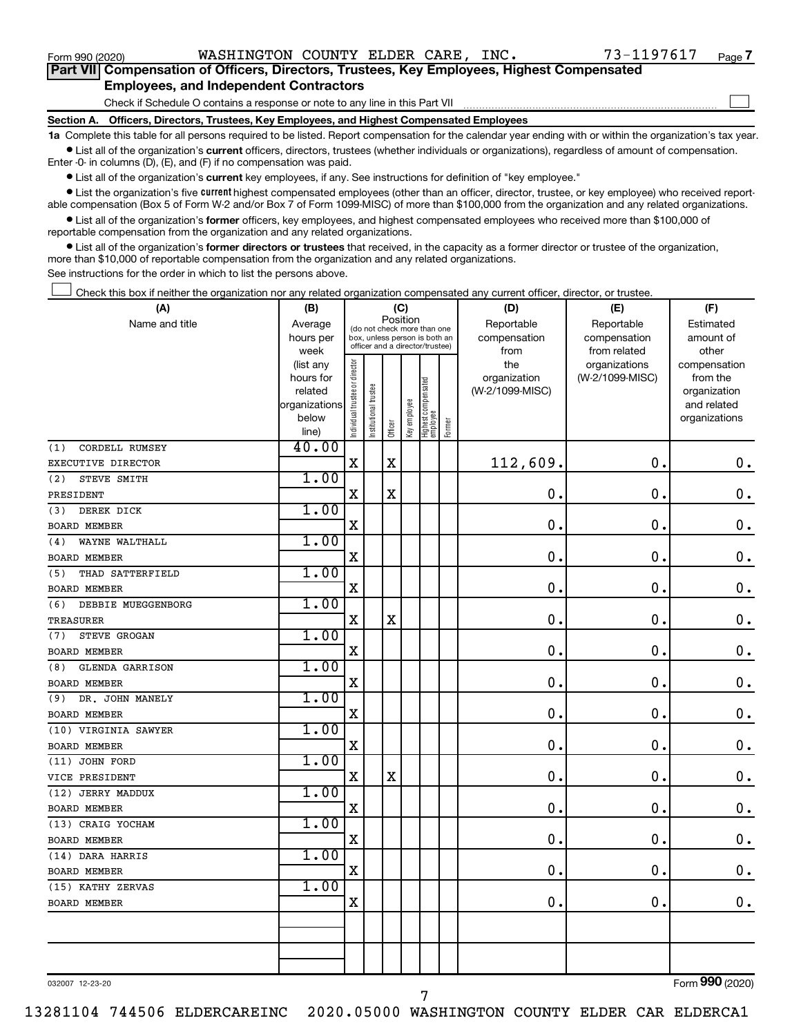Form 990 (2020) WASHINGTON COUNTY ELDER CARE, INC. 73-1197617 Page 7

## Part VII Compensation of Officers, Directors, Trustees, Key Employees, Highest Compensated Employees, and Independent Contractors

Check if Schedule O contains a response or note to any line in this Part VII ☐

### Section A. Officers, Directors, Trustees, Key Employees, and Highest Compensated Employees

**1a** Complete this table for all persons required to be listed. Report compensation for the calendar year ending with or within the organization's tax year.

- List all of the organization's **current** officers, directors, trustees (whether individuals or organizations), regardless of amount of compensation. Enter -0- in columns (D), (E), and (F) if no compensation was paid.
- List all of the organization's **current** key employees, if any. See instructions for definition of "key employee."
- List the organization's five **current** highest compensated employees (other than an officer, director, trustee, or key employee) who received reportable compensation (Box 5 of Form W-2 and/or Box 7 of Form 1099-MISC) of more than $100,000 from the organization and any related organizations.
- List all of the organization's **former** officers, key employees, and highest compensated employees who received more than $100,000 of reportable compensation from the organization and any related organizations.
- List all of the organization's **former directors or trustees** that received, in the capacity as a former director or trustee of the organization, more than $10,000 of reportable compensation from the organization and any related organizations.

See instructions for the order in which to list the persons above.

☐ Check this box if neither the organization nor any related organization compensated any current officer, director, or trustee.

| (A) Name and title | (B) Average hours per week (list any hours for related organizations below line) | (C) Position: Individual trustee or director | Institutional trustee | Officer | Key employee | Highest compensated employee | Former | (D) Reportable compensation from the organization (W-2/1099-MISC) | (E) Reportable compensation from related organizations (W-2/1099-MISC) | (F) Estimated amount of other compensation from the organization and related organizations |
|---|---|---|---|---|---|---|---|---|---|---|
| (1) CORDELL RUMSEY<br>EXECUTIVE DIRECTOR | 40.00 | X | | X | | | | 112,609. | 0. | 0. |
| (2) STEVE SMITH<br>PRESIDENT | 1.00 | X | | X | | | | 0. | 0. | 0. |
| (3) DEREK DICK<br>BOARD MEMBER | 1.00 | X | | | | | | 0. | 0. | 0. |
| (4) WAYNE WALTHALL<br>BOARD MEMBER | 1.00 | X | | | | | | 0. | 0. | 0. |
| (5) THAD SATTERFIELD<br>BOARD MEMBER | 1.00 | X | | | | | | 0. | 0. | 0. |
| (6) DEBBIE MUEGGENBORG<br>TREASURER | 1.00 | X | | X | | | | 0. | 0. | 0. |
| (7) STEVE GROGAN<br>BOARD MEMBER | 1.00 | X | | | | | | 0. | 0. | 0. |
| (8) GLENDA GARRISON<br>BOARD MEMBER | 1.00 | X | | | | | | 0. | 0. | 0. |
| (9) DR. JOHN MANELY<br>BOARD MEMBER | 1.00 | X | | | | | | 0. | 0. | 0. |
| (10) VIRGINIA SAWYER<br>BOARD MEMBER | 1.00 | X | | | | | | 0. | 0. | 0. |
| (11) JOHN FORD<br>VICE PRESIDENT | 1.00 | X | | X | | | | 0. | 0. | 0. |
| (12) JERRY MADDUX<br>BOARD MEMBER | 1.00 | X | | | | | | 0. | 0. | 0. |
| (13) CRAIG YOCHAM<br>BOARD MEMBER | 1.00 | X | | | | | | 0. | 0. | 0. |
| (14) DARA HARRIS<br>BOARD MEMBER | 1.00 | X | | | | | | 0. | 0. | 0. |
| (15) KATHY ZERVAS<br>BOARD MEMBER | 1.00 | X | | | | | | 0. | 0. | 0. |
| | | | | | | | | | | |

032007 12-23-20 Form 990 (2020)

13281104 744506 ELDERCAREINC 2020.05000 WASHINGTON COUNTY ELDER CAR ELDERCA1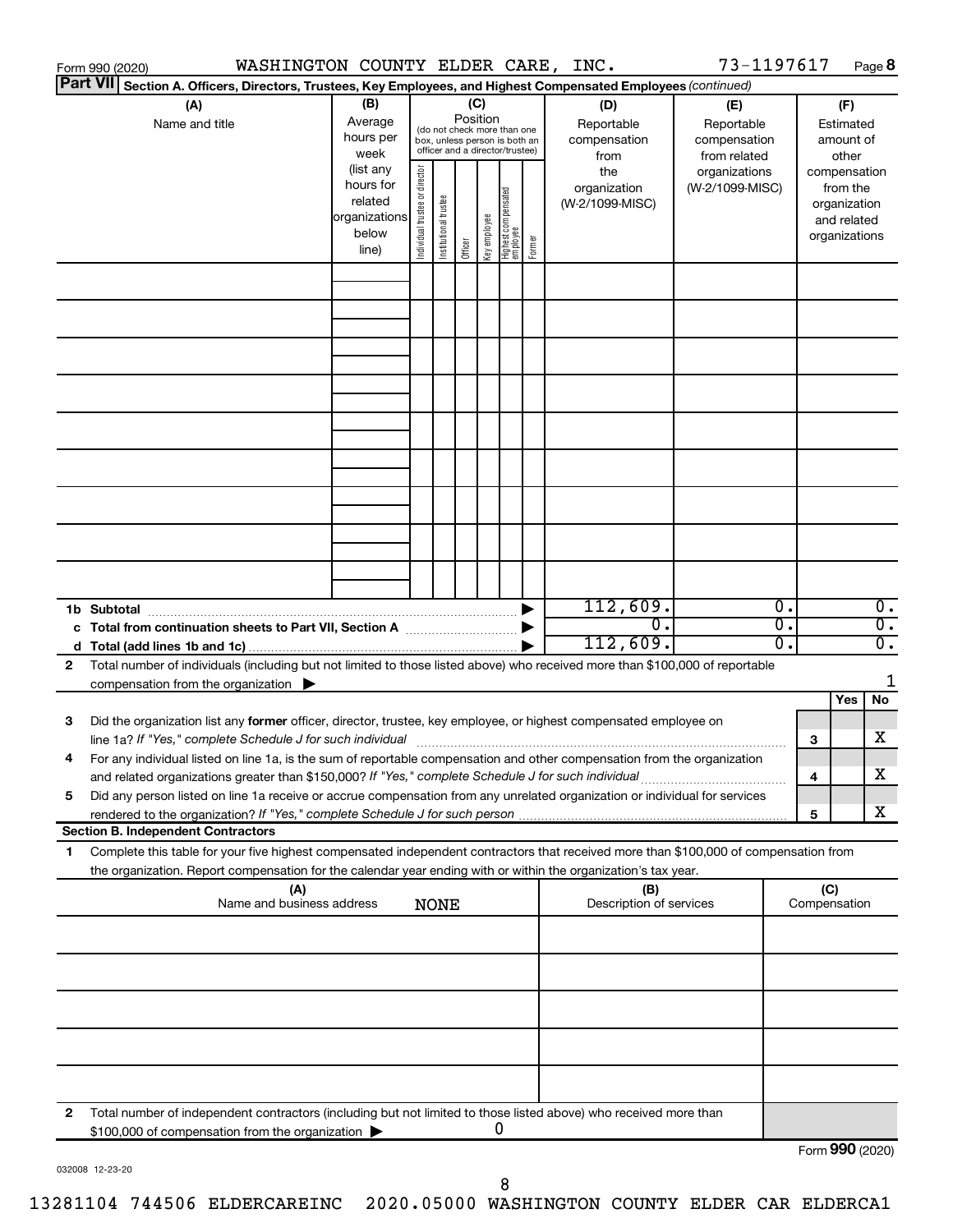Form 990 (2020) WASHINGTON COUNTY ELDER CARE, INC. 73-1197617 Page **8**

**Part VII** **Section A. Officers, Directors, Trustees, Key Employees, and Highest Compensated Employees** *(continued)*

| (A) Name and title | (B) Average hours per week (list any hours for related organizations below line) | (C) Position: Individual trustee or director | Institutional trustee | Officer | Key employee | Highest compensated employee | Former | (D) Reportable compensation from the organization (W-2/1099-MISC) | (E) Reportable compensation from related organizations (W-2/1099-MISC) | (F) Estimated amount of other compensation from the organization and related organizations |
|---|---|---|---|---|---|---|---|---|---|---|
| | | | | | | | | | | |
| | | | | | | | | | | |
| | | | | | | | | | | |
| | | | | | | | | | | |
| | | | | | | | | | | |
| | | | | | | | | | | |
| | | | | | | | | | | |
| | | | | | | | | | | |
| | | | | | | | | | | |
| **1b Subtotal** | | | | | | | | 112,609. | 0. | 0. |
| **c Total from continuation sheets to Part VII, Section A** | | | | | | | | 0. | 0. | 0. |
| **d Total (add lines 1b and 1c)** | | | | | | | | 112,609. | 0. | 0. |

**2** Total number of individuals (including but not limited to those listed above) who received more than $100,000 of reportable compensation from the organization ▶ 1

| | | | Yes | No |
|---|---|---|---|---|
| **3** | Did the organization list any **former** officer, director, trustee, key employee, or highest compensated employee on line 1a? *If "Yes," complete Schedule J for such individual* | **3** | | X |
| **4** | For any individual listed on line 1a, is the sum of reportable compensation and other compensation from the organization and related organizations greater than $150,000? *If "Yes," complete Schedule J for such individual* | **4** | | X |
| **5** | Did any person listed on line 1a receive or accrue compensation from any unrelated organization or individual for services rendered to the organization? *If "Yes," complete Schedule J for such person* | **5** | | X |

**Section B. Independent Contractors**

**1** Complete this table for your five highest compensated independent contractors that received more than $100,000 of compensation from the organization. Report compensation for the calendar year ending with or within the organization's tax year.

| (A) Name and business address | (B) Description of services | (C) Compensation |
|---|---|---|
| NONE | | |
| | | |
| | | |
| | | |
| | | |

**2** Total number of independent contractors (including but not limited to those listed above) who received more than $100,000 of compensation from the organization ▶ 0

Form **990** (2020)

032008 12-23-20

13281104 744506 ELDERCAREINC 2020.05000 WASHINGTON COUNTY ELDER CAR ELDERCA1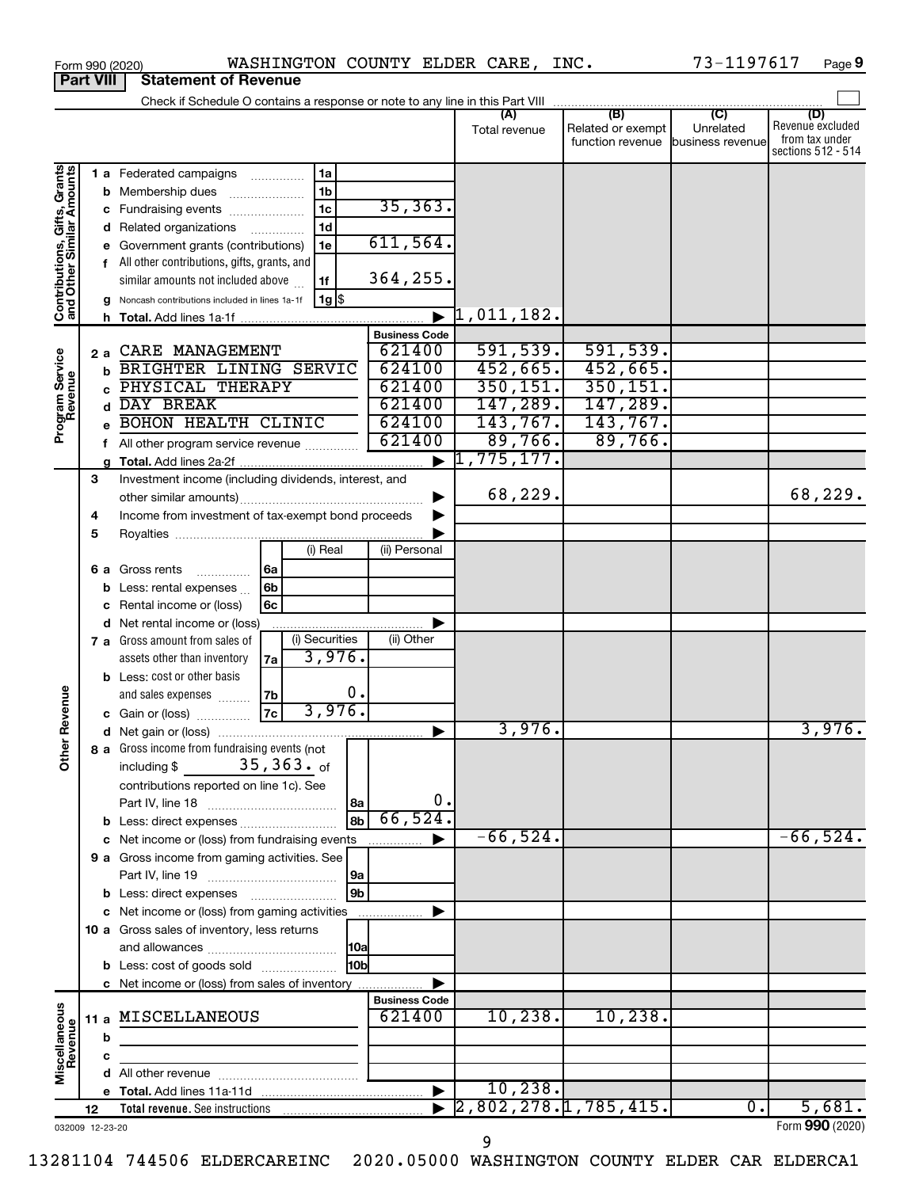Form 990 (2020) WASHINGTON COUNTY ELDER CARE, INC. 73-1197617 Page 9

**Part VIII Statement of Revenue**

Check if Schedule O contains a response or note to any line in this Part VIII

| | | | (A) Total revenue | (B) Related or exempt function revenue | (C) Unrelated business revenue | (D) Revenue excluded from tax under sections 512 - 514 |
|---|---|---|---|---|---|---|
| **Contributions, Gifts, Grants and Other Similar Amounts** | 1a Federated campaigns | 1a | | | | |
| | b Membership dues | 1b | | | | |
| | c Fundraising events | 1c 35,363. | | | | |
| | d Related organizations | 1d | | | | |
| | e Government grants (contributions) | 1e 611,564. | | | | |
| | f All other contributions, gifts, grants, and similar amounts not included above | 1f 364,255. | | | | |
| | g Noncash contributions included in lines 1a-1f | 1g $ | | | | |
| | h Total. Add lines 1a-1f | | 1,011,182. | | | |
| **Program Service Revenue** | | Business Code | | | | |
| | 2a CARE MANAGEMENT | 621400 | 591,539. | 591,539. | | |
| | b BRIGHTER LINING SERVIC | 624100 | 452,665. | 452,665. | | |
| | c PHYSICAL THERAPY | 621400 | 350,151. | 350,151. | | |
| | d DAY BREAK | 621400 | 147,289. | 147,289. | | |
| | e BOHON HEALTH CLINIC | 624100 | 143,767. | 143,767. | | |
| | f All other program service revenue | 621400 | 89,766. | 89,766. | | |
| | g Total. Add lines 2a-2f | | 1,775,177. | | | |
| **Other Revenue** | 3 Investment income (including dividends, interest, and other similar amounts) | | 68,229. | | | 68,229. |
| | 4 Income from investment of tax-exempt bond proceeds | | | | | |
| | 5 Royalties | | | | | |
| | 6a Gross rents | 6a (i) Real: / (ii) Personal: | | | | |
| | b Less: rental expenses | 6b | | | | |
| | c Rental income or (loss) | 6c | | | | |
| | d Net rental income or (loss) | | | | | |
| | 7a Gross amount from sales of assets other than inventory | 7a (i) Securities: 3,976. / (ii) Other: | | | | |
| | b Less: cost or other basis and sales expenses | 7b (i) Securities: 0. | | | | |
| | c Gain or (loss) | 7c (i) Securities: 3,976. | | | | |
| | d Net gain or (loss) | | 3,976. | | | 3,976. |
| | 8a Gross income from fundraising events (not including $ 35,363. of contributions reported on line 1c). See Part IV, line 18 | 8a 0. | | | | |
| | b Less: direct expenses | 8b 66,524. | | | | |
| | c Net income or (loss) from fundraising events | | -66,524. | | | -66,524. |
| | 9a Gross income from gaming activities. See Part IV, line 19 | 9a | | | | |
| | b Less: direct expenses | 9b | | | | |
| | c Net income or (loss) from gaming activities | | | | | |
| | 10a Gross sales of inventory, less returns and allowances | 10a | | | | |
| | b Less: cost of goods sold | 10b | | | | |
| | c Net income or (loss) from sales of inventory | | | | | |
| **Miscellaneous Revenue** | | Business Code | | | | |
| | 11a MISCELLANEOUS | 621400 | 10,238. | 10,238. | | |
| | b | | | | | |
| | c | | | | | |
| | d All other revenue | | | | | |
| | e Total. Add lines 11a-11d | | 10,238. | | | |
| | 12 Total revenue. See instructions | | 2,802,278. | 1,785,415. | 0. | 5,681. |

032009 12-23-20

Form 990 (2020)

13281104 744506 ELDERCAREINC 2020.05000 WASHINGTON COUNTY ELDER CAR ELDERCA1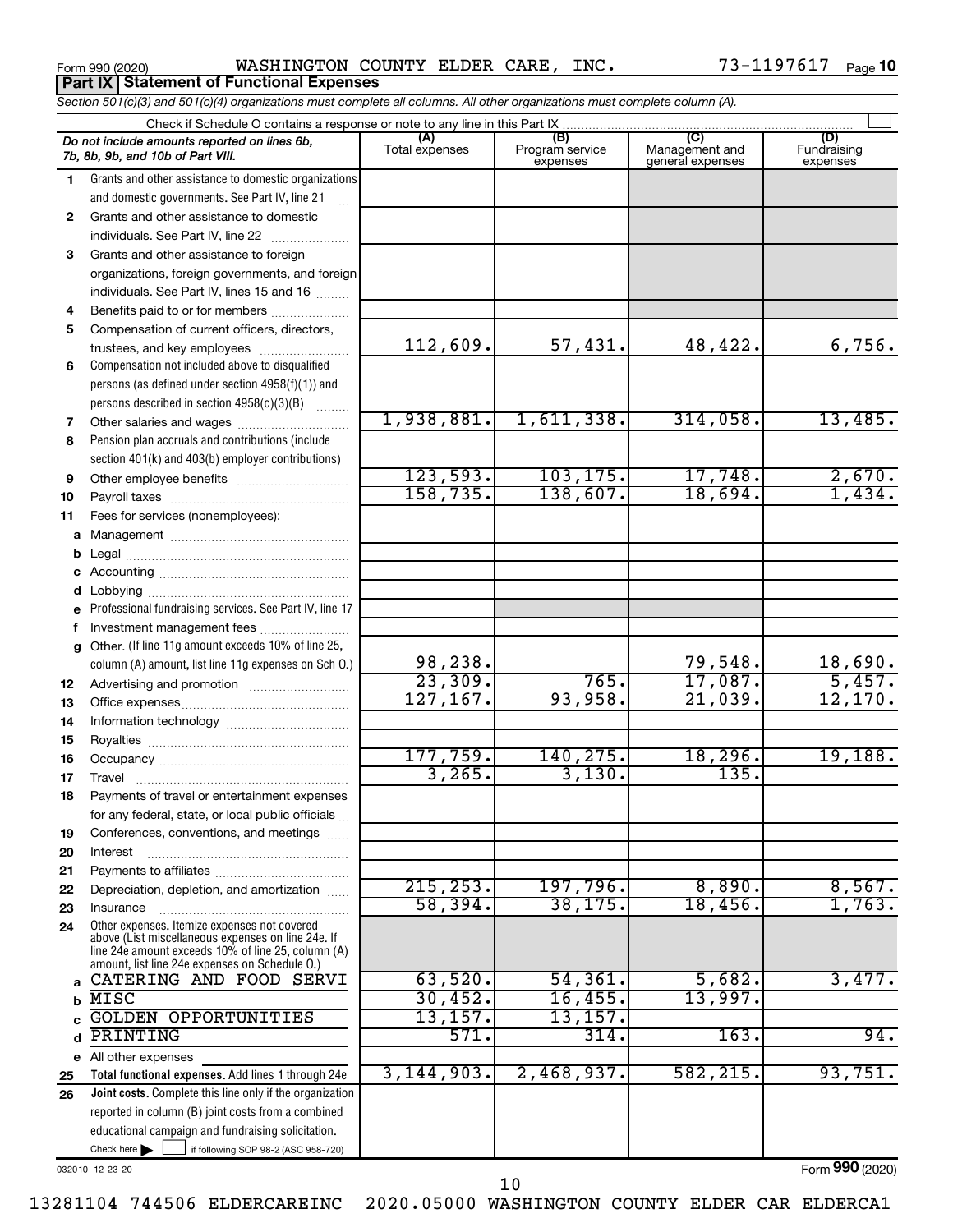Form 990 (2020) WASHINGTON COUNTY ELDER CARE, INC. 73-1197617

## Part IX Statement of Functional Expenses

*Section 501(c)(3) and 501(c)(4) organizations must complete all columns. All other organizations must complete column (A).*

Check if Schedule O contains a response or note to any line in this Part IX

| | Do not include amounts reported on lines 6b, 7b, 8b, 9b, and 10b of Part VIII. | (A) Total expenses | (B) Program service expenses | (C) Management and general expenses | (D) Fundraising expenses |
|---|---|---|---|---|---|
| 1 | Grants and other assistance to domestic organizations and domestic governments. See Part IV, line 21 | | | | |
| 2 | Grants and other assistance to domestic individuals. See Part IV, line 22 | | | | |
| 3 | Grants and other assistance to foreign organizations, foreign governments, and foreign individuals. See Part IV, lines 15 and 16 | | | | |
| 4 | Benefits paid to or for members | | | | |
| 5 | Compensation of current officers, directors, trustees, and key employees | 112,609. | 57,431. | 48,422. | 6,756. |
| 6 | Compensation not included above to disqualified persons (as defined under section 4958(f)(1)) and persons described in section 4958(c)(3)(B) | | | | |
| 7 | Other salaries and wages | 1,938,881. | 1,611,338. | 314,058. | 13,485. |
| 8 | Pension plan accruals and contributions (include section 401(k) and 403(b) employer contributions) | | | | |
| 9 | Other employee benefits | 123,593. | 103,175. | 17,748. | 2,670. |
| 10 | Payroll taxes | 158,735. | 138,607. | 18,694. | 1,434. |
| 11 | Fees for services (nonemployees): | | | | |
| a | Management | | | | |
| b | Legal | | | | |
| c | Accounting | | | | |
| d | Lobbying | | | | |
| e | Professional fundraising services. See Part IV, line 17 | | | | |
| f | Investment management fees | | | | |
| g | Other. (If line 11g amount exceeds 10% of line 25, column (A) amount, list line 11g expenses on Sch O.) | 98,238. | | 79,548. | 18,690. |
| 12 | Advertising and promotion | 23,309. | 765. | 17,087. | 5,457. |
| 13 | Office expenses | 127,167. | 93,958. | 21,039. | 12,170. |
| 14 | Information technology | | | | |
| 15 | Royalties | | | | |
| 16 | Occupancy | 177,759. | 140,275. | 18,296. | 19,188. |
| 17 | Travel | 3,265. | 3,130. | 135. | |
| 18 | Payments of travel or entertainment expenses for any federal, state, or local public officials | | | | |
| 19 | Conferences, conventions, and meetings | | | | |
| 20 | Interest | | | | |
| 21 | Payments to affiliates | | | | |
| 22 | Depreciation, depletion, and amortization | 215,253. | 197,796. | 8,890. | 8,567. |
| 23 | Insurance | 58,394. | 38,175. | 18,456. | 1,763. |
| 24 | Other expenses. Itemize expenses not covered above (List miscellaneous expenses on line 24e. If line 24e amount exceeds 10% of line 25, column (A) amount, list line 24e expenses on Schedule O.) | | | | |
| a | CATERING AND FOOD SERVI | 63,520. | 54,361. | 5,682. | 3,477. |
| b | MISC | 30,452. | 16,455. | 13,997. | |
| c | GOLDEN OPPORTUNITIES | 13,157. | 13,157. | | |
| d | PRINTING | 571. | 314. | 163. | 94. |
| e | All other expenses | | | | |
| 25 | **Total functional expenses.** Add lines 1 through 24e | 3,144,903. | 2,468,937. | 582,215. | 93,751. |
| 26 | **Joint costs.** Complete this line only if the organization reported in column (B) joint costs from a combined educational campaign and fundraising solicitation. Check here ☐ if following SOP 98-2 (ASC 958-720) | | | | |

032010 12-23-20

Form **990** (2020)

13281104 744506 ELDERCAREINC 2020.05000 WASHINGTON COUNTY ELDER CAR ELDERCA1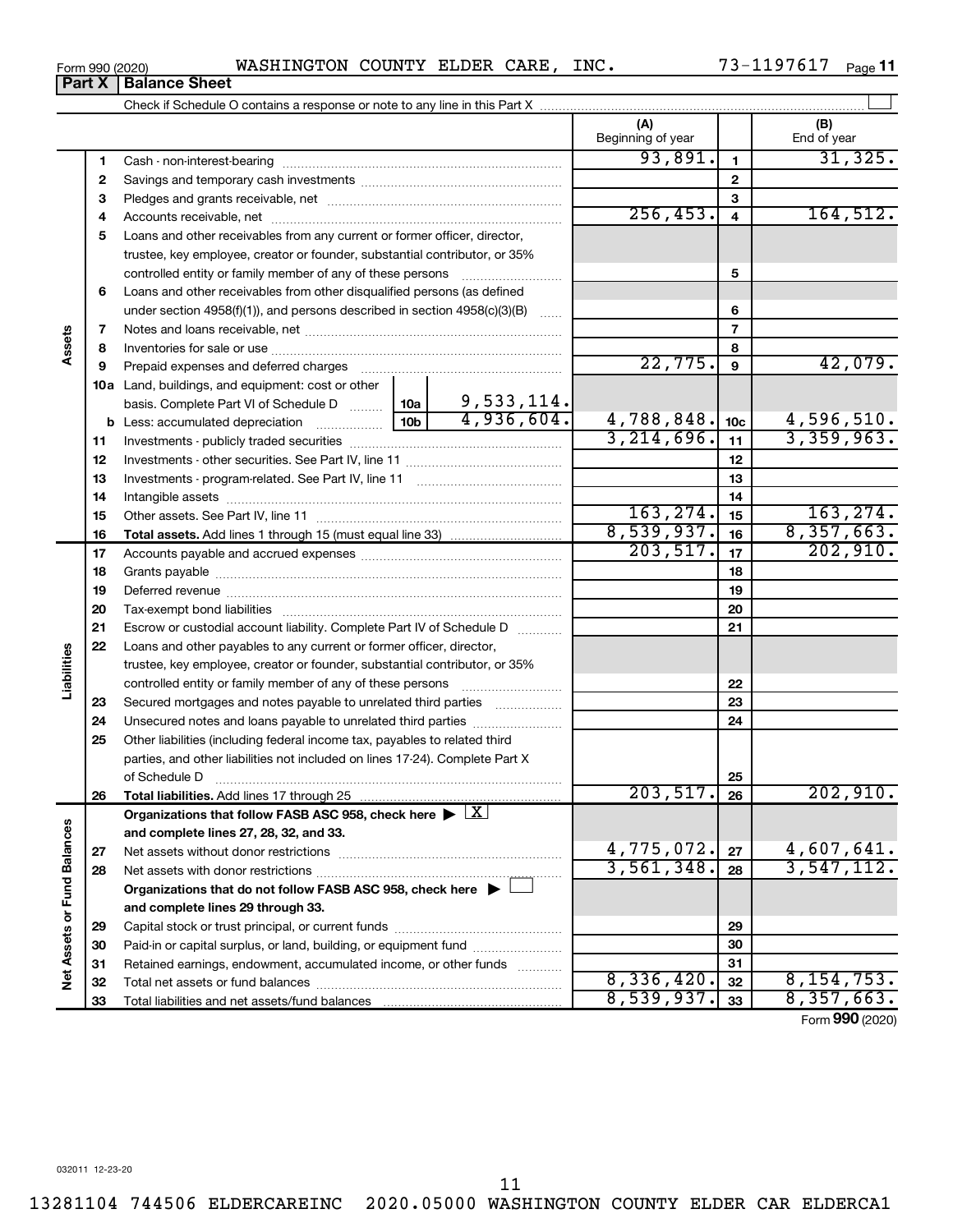Form 990 (2020) WASHINGTON COUNTY ELDER CARE, INC. 73-1197617

**Part X | Balance Sheet**

Check if Schedule O contains a response or note to any line in this Part X

| | | | | (A) Beginning of year | | (B) End of year |
|---|---|---|---|---|---|---|
| **Assets** | 1 | Cash - non-interest-bearing | | 93,891. | 1 | 31,325. |
| | 2 | Savings and temporary cash investments | | | 2 | |
| | 3 | Pledges and grants receivable, net | | | 3 | |
| | 4 | Accounts receivable, net | | 256,453. | 4 | 164,512. |
| | 5 | Loans and other receivables from any current or former officer, director, trustee, key employee, creator or founder, substantial contributor, or 35% controlled entity or family member of any of these persons | | | 5 | |
| | 6 | Loans and other receivables from other disqualified persons (as defined under section 4958(f)(1)), and persons described in section 4958(c)(3)(B) | | | 6 | |
| | 7 | Notes and loans receivable, net | | | 7 | |
| | 8 | Inventories for sale or use | | | 8 | |
| | 9 | Prepaid expenses and deferred charges | | 22,775. | 9 | 42,079. |
| | 10a | Land, buildings, and equipment: cost or other basis. Complete Part VI of Schedule D | 10a 9,533,114. | | | |
| | b | Less: accumulated depreciation | 10b 4,936,604. | 4,788,848. | 10c | 4,596,510. |
| | 11 | Investments - publicly traded securities | | 3,214,696. | 11 | 3,359,963. |
| | 12 | Investments - other securities. See Part IV, line 11 | | | 12 | |
| | 13 | Investments - program-related. See Part IV, line 11 | | | 13 | |
| | 14 | Intangible assets | | | 14 | |
| | 15 | Other assets. See Part IV, line 11 | | 163,274. | 15 | 163,274. |
| | 16 | **Total assets.** Add lines 1 through 15 (must equal line 33) | | 8,539,937. | 16 | 8,357,663. |
| **Liabilities** | 17 | Accounts payable and accrued expenses | | 203,517. | 17 | 202,910. |
| | 18 | Grants payable | | | 18 | |
| | 19 | Deferred revenue | | | 19 | |
| | 20 | Tax-exempt bond liabilities | | | 20 | |
| | 21 | Escrow or custodial account liability. Complete Part IV of Schedule D | | | 21 | |
| | 22 | Loans and other payables to any current or former officer, director, trustee, key employee, creator or founder, substantial contributor, or 35% controlled entity or family member of any of these persons | | | 22 | |
| | 23 | Secured mortgages and notes payable to unrelated third parties | | | 23 | |
| | 24 | Unsecured notes and loans payable to unrelated third parties | | | 24 | |
| | 25 | Other liabilities (including federal income tax, payables to related third parties, and other liabilities not included on lines 17-24). Complete Part X of Schedule D | | | 25 | |
| | 26 | **Total liabilities.** Add lines 17 through 25 | | 203,517. | 26 | 202,910. |
| **Net Assets or Fund Balances** | | **Organizations that follow FASB ASC 958, check here** ▶ [X] **and complete lines 27, 28, 32, and 33.** | | | | |
| | 27 | Net assets without donor restrictions | | 4,775,072. | 27 | 4,607,641. |
| | 28 | Net assets with donor restrictions | | 3,561,348. | 28 | 3,547,112. |
| | | **Organizations that do not follow FASB ASC 958, check here** ▶ [ ] **and complete lines 29 through 33.** | | | | |
| | 29 | Capital stock or trust principal, or current funds | | | 29 | |
| | 30 | Paid-in or capital surplus, or land, building, or equipment fund | | | 30 | |
| | 31 | Retained earnings, endowment, accumulated income, or other funds | | | 31 | |
| | 32 | Total net assets or fund balances | | 8,336,420. | 32 | 8,154,753. |
| | 33 | Total liabilities and net assets/fund balances | | 8,539,937. | 33 | 8,357,663. |

Form **990** (2020)

032011 12-23-20

13281104 744506 ELDERCAREINC 2020.05000 WASHINGTON COUNTY ELDER CAR ELDERCA1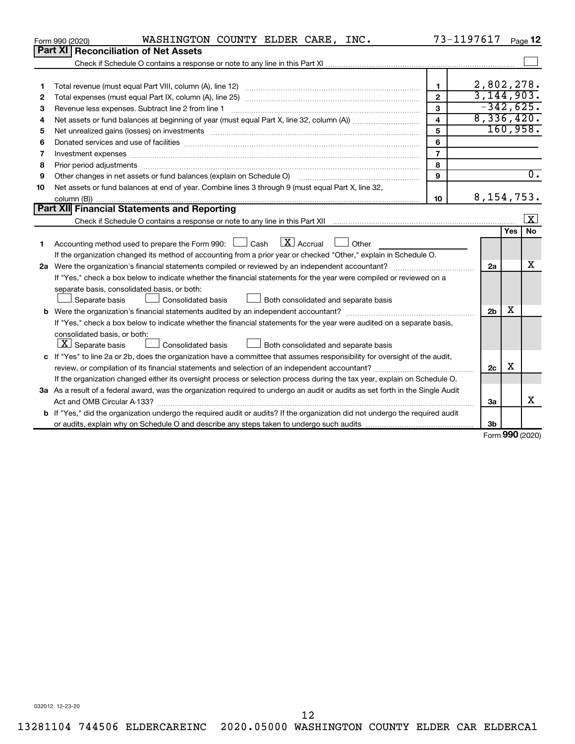Form 990 (2020) WASHINGTON COUNTY ELDER CARE, INC. 73-1197617

## Part XI Reconciliation of Net Assets

Check if Schedule O contains a response or note to any line in this Part XI ☐

| | | | |
|---|---|---|---|
| 1 | Total revenue (must equal Part VIII, column (A), line 12) | 1 | 2,802,278. |
| 2 | Total expenses (must equal Part IX, column (A), line 25) | 2 | 3,144,903. |
| 3 | Revenue less expenses. Subtract line 2 from line 1 | 3 | -342,625. |
| 4 | Net assets or fund balances at beginning of year (must equal Part X, line 32, column (A)) | 4 | 8,336,420. |
| 5 | Net unrealized gains (losses) on investments | 5 | 160,958. |
| 6 | Donated services and use of facilities | 6 | |
| 7 | Investment expenses | 7 | |
| 8 | Prior period adjustments | 8 | |
| 9 | Other changes in net assets or fund balances (explain on Schedule O) | 9 | 0. |
| 10 | Net assets or fund balances at end of year. Combine lines 3 through 9 (must equal Part X, line 32, column (B)) | 10 | 8,154,753. |

## Part XII Financial Statements and Reporting

Check if Schedule O contains a response or note to any line in this Part XII ☒

| | | | Yes | No |
|---|---|---|---|---|
| 1 | Accounting method used to prepare the Form 990: ☐ Cash ☒ Accrual ☐ Other<br>If the organization changed its method of accounting from a prior year or checked "Other," explain in Schedule O. | | | |
| 2a | Were the organization's financial statements compiled or reviewed by an independent accountant?<br>If "Yes," check a box below to indicate whether the financial statements for the year were compiled or reviewed on a separate basis, consolidated basis, or both:<br>☐ Separate basis ☐ Consolidated basis ☐ Both consolidated and separate basis | 2a | | X |
| b | Were the organization's financial statements audited by an independent accountant?<br>If "Yes," check a box below to indicate whether the financial statements for the year were audited on a separate basis, consolidated basis, or both:<br>☒ Separate basis ☐ Consolidated basis ☐ Both consolidated and separate basis | 2b | X | |
| c | If "Yes" to line 2a or 2b, does the organization have a committee that assumes responsibility for oversight of the audit, review, or compilation of its financial statements and selection of an independent accountant?<br>If the organization changed either its oversight process or selection process during the tax year, explain on Schedule O. | 2c | X | |
| 3a | As a result of a federal award, was the organization required to undergo an audit or audits as set forth in the Single Audit Act and OMB Circular A-133? | 3a | | X |
| b | If "Yes," did the organization undergo the required audit or audits? If the organization did not undergo the required audit or audits, explain why on Schedule O and describe any steps taken to undergo such audits | 3b | | |

Form 990 (2020)

032012 12-23-20

13281104 744506 ELDERCAREINC 2020.05000 WASHINGTON COUNTY ELDER CAR ELDERCA1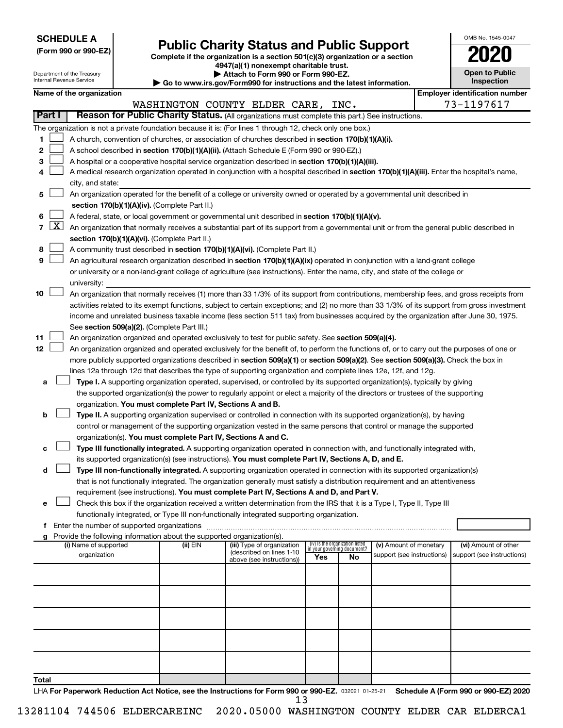**SCHEDULE A**
**(Form 990 or 990-EZ)**

Department of the Treasury
Internal Revenue Service

# Public Charity Status and Public Support

**Complete if the organization is a section 501(c)(3) organization or a section 4947(a)(1) nonexempt charitable trust.**
**▶ Attach to Form 990 or Form 990-EZ.**
**▶ Go to www.irs.gov/Form990 for instructions and the latest information.**

OMB No. 1545-0047

**2020**

**Open to Public Inspection**

**Name of the organization:** WASHINGTON COUNTY ELDER CARE, INC.
**Employer identification number:** 73-1197617

## Part I — Reason for Public Charity Status. (All organizations must complete this part.) See instructions.

The organization is not a private foundation because it is: (For lines 1 through 12, check only one box.)

1. ☐ A church, convention of churches, or association of churches described in **section 170(b)(1)(A)(i).**
2. ☐ A school described in **section 170(b)(1)(A)(ii).** (Attach Schedule E (Form 990 or 990-EZ).)
3. ☐ A hospital or a cooperative hospital service organization described in **section 170(b)(1)(A)(iii).**
4. ☐ A medical research organization operated in conjunction with a hospital described in **section 170(b)(1)(A)(iii).** Enter the hospital's name, city, and state:
5. ☐ An organization operated for the benefit of a college or university owned or operated by a governmental unit described in **section 170(b)(1)(A)(iv).** (Complete Part II.)
6. ☐ A federal, state, or local government or governmental unit described in **section 170(b)(1)(A)(v).**
7. ☒ An organization that normally receives a substantial part of its support from a governmental unit or from the general public described in **section 170(b)(1)(A)(vi).** (Complete Part II.)
8. ☐ A community trust described in **section 170(b)(1)(A)(vi).** (Complete Part II.)
9. ☐ An agricultural research organization described in **section 170(b)(1)(A)(ix)** operated in conjunction with a land-grant college or university or a non-land-grant college of agriculture (see instructions). Enter the name, city, and state of the college or university:
10. ☐ An organization that normally receives (1) more than 33 1/3% of its support from contributions, membership fees, and gross receipts from activities related to its exempt functions, subject to certain exceptions; and (2) no more than 33 1/3% of its support from gross investment income and unrelated business taxable income (less section 511 tax) from businesses acquired by the organization after June 30, 1975. See **section 509(a)(2).** (Complete Part III.)
11. ☐ An organization organized and operated exclusively to test for public safety. See **section 509(a)(4).**
12. ☐ An organization organized and operated exclusively for the benefit of, to perform the functions of, or to carry out the purposes of one or more publicly supported organizations described in **section 509(a)(1)** or **section 509(a)(2)**. See **section 509(a)(3).** Check the box in lines 12a through 12d that describes the type of supporting organization and complete lines 12e, 12f, and 12g.
   - **a** ☐ **Type I.** A supporting organization operated, supervised, or controlled by its supported organization(s), typically by giving the supported organization(s) the power to regularly appoint or elect a majority of the directors or trustees of the supporting organization. **You must complete Part IV, Sections A and B.**
   - **b** ☐ **Type II.** A supporting organization supervised or controlled in connection with its supported organization(s), by having control or management of the supporting organization vested in the same persons that control or manage the supported organization(s). **You must complete Part IV, Sections A and C.**
   - **c** ☐ **Type III functionally integrated.** A supporting organization operated in connection with, and functionally integrated with, its supported organization(s) (see instructions). **You must complete Part IV, Sections A, D, and E.**
   - **d** ☐ **Type III non-functionally integrated.** A supporting organization operated in connection with its supported organization(s) that is not functionally integrated. The organization generally must satisfy a distribution requirement and an attentiveness requirement (see instructions). **You must complete Part IV, Sections A and D, and Part V.**
   - **e** ☐ Check this box if the organization received a written determination from the IRS that it is a Type I, Type II, Type III functionally integrated, or Type III non-functionally integrated supporting organization.
   - **f** Enter the number of supported organizations
   - **g** Provide the following information about the supported organization(s).

| (i) Name of supported organization | (ii) EIN | (iii) Type of organization (described on lines 1-10 above (see instructions)) | (iv) Is the organization listed in your governing document? Yes | No | (v) Amount of monetary support (see instructions) | (vi) Amount of other support (see instructions) |
|---|---|---|---|---|---|---|
| | | | | | | |
| | | | | | | |
| | | | | | | |
| | | | | | | |
| | | | | | | |
| **Total** | | | | | | |

LHA **For Paperwork Reduction Act Notice, see the Instructions for Form 990 or 990-EZ.** 032021 01-25-21 **Schedule A (Form 990 or 990-EZ) 2020**

13281104 744506 ELDERCAREINC 2020.05000 WASHINGTON COUNTY ELDER CAR ELDERCA1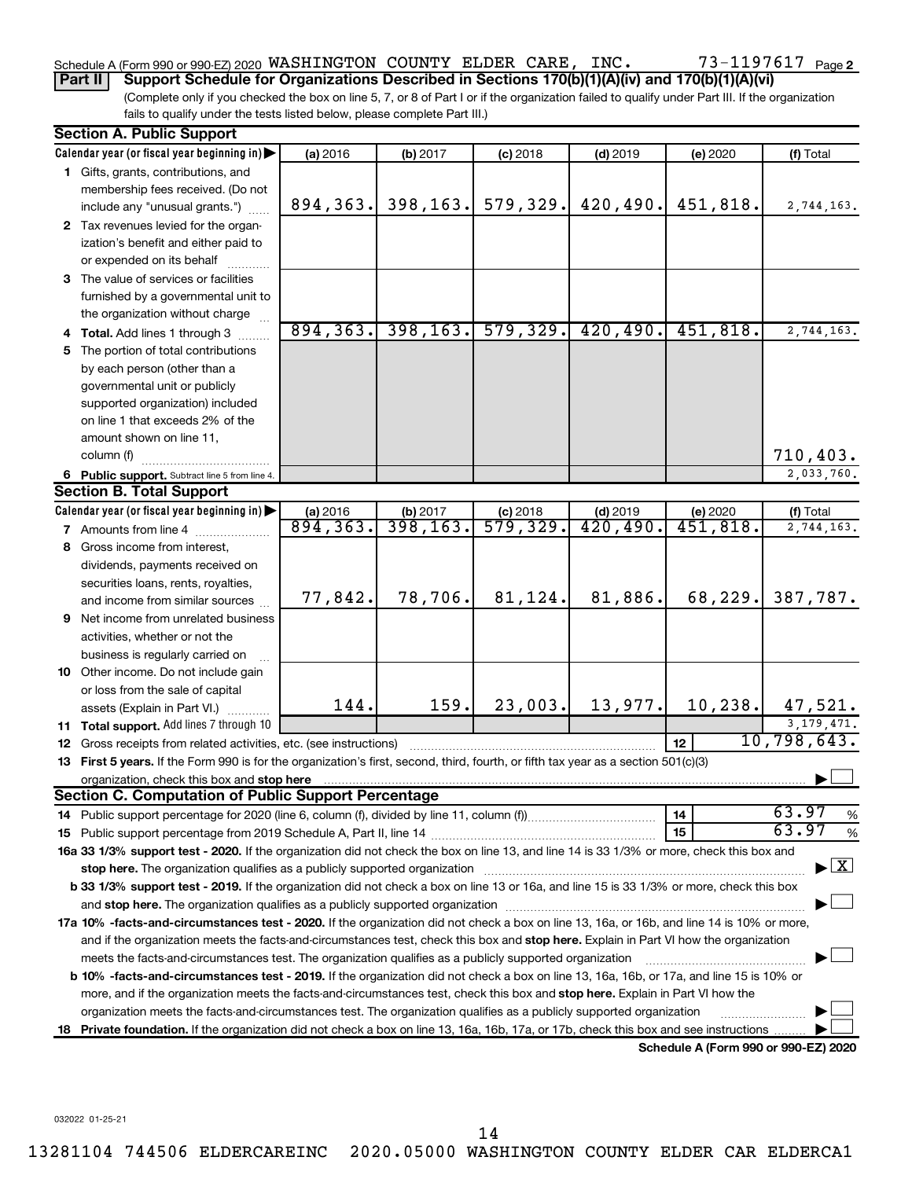Schedule A (Form 990 or 990-EZ) 2020 WASHINGTON COUNTY ELDER CARE, INC. 73-1197617 Page 2

**Part II | Support Schedule for Organizations Described in Sections 170(b)(1)(A)(iv) and 170(b)(1)(A)(vi)**

(Complete only if you checked the box on line 5, 7, or 8 of Part I or if the organization failed to qualify under Part III. If the organization fails to qualify under the tests listed below, please complete Part III.)

## Section A. Public Support

| Calendar year (or fiscal year beginning in) ▶ | (a) 2016 | (b) 2017 | (c) 2018 | (d) 2019 | (e) 2020 | (f) Total |
|---|---|---|---|---|---|---|
| **1** Gifts, grants, contributions, and membership fees received. (Do not include any "unusual grants.") | 894,363. | 398,163. | 579,329. | 420,490. | 451,818. | 2,744,163. |
| **2** Tax revenues levied for the organization's benefit and either paid to or expended on its behalf | | | | | | |
| **3** The value of services or facilities furnished by a governmental unit to the organization without charge | | | | | | |
| **4 Total.** Add lines 1 through 3 | 894,363. | 398,163. | 579,329. | 420,490. | 451,818. | 2,744,163. |
| **5** The portion of total contributions by each person (other than a governmental unit or publicly supported organization) included on line 1 that exceeds 2% of the amount shown on line 11, column (f) | | | | | | 710,403. |
| **6 Public support.** Subtract line 5 from line 4. | | | | | | 2,033,760. |

## Section B. Total Support

| Calendar year (or fiscal year beginning in) ▶ | (a) 2016 | (b) 2017 | (c) 2018 | (d) 2019 | (e) 2020 | (f) Total |
|---|---|---|---|---|---|---|
| **7** Amounts from line 4 | 894,363. | 398,163. | 579,329. | 420,490. | 451,818. | 2,744,163. |
| **8** Gross income from interest, dividends, payments received on securities loans, rents, royalties, and income from similar sources | 77,842. | 78,706. | 81,124. | 81,886. | 68,229. | 387,787. |
| **9** Net income from unrelated business activities, whether or not the business is regularly carried on | | | | | | |
| **10** Other income. Do not include gain or loss from the sale of capital assets (Explain in Part VI.) | 144. | 159. | 23,003. | 13,977. | 10,238. | 47,521. |
| **11 Total support.** Add lines 7 through 10 | | | | | | 3,179,471. |

**12** Gross receipts from related activities, etc. (see instructions) ..... **12** | 10,798,643.

**13 First 5 years.** If the Form 990 is for the organization's first, second, third, fourth, or fifth tax year as a section 501(c)(3) organization, check this box and **stop here** ▶ ☐

## Section C. Computation of Public Support Percentage

**14** Public support percentage for 2020 (line 6, column (f), divided by line 11, column (f)) ..... **14** | 63.97 %

**15** Public support percentage from 2019 Schedule A, Part II, line 14 ..... **15** | 63.97 %

**16a 33 1/3% support test - 2020.** If the organization did not check the box on line 13, and line 14 is 33 1/3% or more, check this box and **stop here.** The organization qualifies as a publicly supported organization ▶ ☒

**b 33 1/3% support test - 2019.** If the organization did not check a box on line 13 or 16a, and line 15 is 33 1/3% or more, check this box and **stop here.** The organization qualifies as a publicly supported organization ▶ ☐

**17a 10% -facts-and-circumstances test - 2020.** If the organization did not check a box on line 13, 16a, or 16b, and line 14 is 10% or more, and if the organization meets the facts-and-circumstances test, check this box and **stop here.** Explain in Part VI how the organization meets the facts-and-circumstances test. The organization qualifies as a publicly supported organization ▶ ☐

**b 10% -facts-and-circumstances test - 2019.** If the organization did not check a box on line 13, 16a, 16b, or 17a, and line 15 is 10% or more, and if the organization meets the facts-and-circumstances test, check this box and **stop here.** Explain in Part VI how the organization meets the facts-and-circumstances test. The organization qualifies as a publicly supported organization ▶ ☐

**18 Private foundation.** If the organization did not check a box on line 13, 16a, 16b, 17a, or 17b, check this box and see instructions ▶ ☐

**Schedule A (Form 990 or 990-EZ) 2020**

032022 01-25-21

13281104 744506 ELDERCAREINC 2020.05000 WASHINGTON COUNTY ELDER CAR ELDERCA1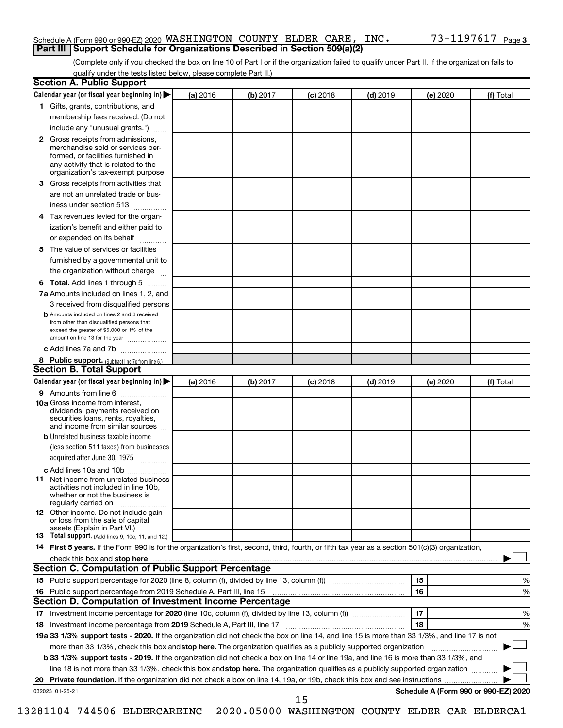Schedule A (Form 990 or 990-EZ) 2020 WASHINGTON COUNTY ELDER CARE, INC. 73-1197617 Page 3

## Part III Support Schedule for Organizations Described in Section 509(a)(2)

(Complete only if you checked the box on line 10 of Part I or if the organization failed to qualify under Part II. If the organization fails to qualify under the tests listed below, please complete Part II.)

### Section A. Public Support

| Calendar year (or fiscal year beginning in) | (a) 2016 | (b) 2017 | (c) 2018 | (d) 2019 | (e) 2020 | (f) Total |
|---|---|---|---|---|---|---|
| 1 Gifts, grants, contributions, and membership fees received. (Do not include any "unusual grants.") | | | | | | |
| 2 Gross receipts from admissions, merchandise sold or services performed, or facilities furnished in any activity that is related to the organization's tax-exempt purpose | | | | | | |
| 3 Gross receipts from activities that are not an unrelated trade or business under section 513 | | | | | | |
| 4 Tax revenues levied for the organization's benefit and either paid to or expended on its behalf | | | | | | |
| 5 The value of services or facilities furnished by a governmental unit to the organization without charge | | | | | | |
| 6 **Total.** Add lines 1 through 5 | | | | | | |
| 7a Amounts included on lines 1, 2, and 3 received from disqualified persons | | | | | | |
| b Amounts included on lines 2 and 3 received from other than disqualified persons that exceed the greater of $5,000 or 1% of the amount on line 13 for the year | | | | | | |
| c Add lines 7a and 7b | | | | | | |
| 8 **Public support.** (Subtract line 7c from line 6.) | | | | | | |

### Section B. Total Support

| Calendar year (or fiscal year beginning in) | (a) 2016 | (b) 2017 | (c) 2018 | (d) 2019 | (e) 2020 | (f) Total |
|---|---|---|---|---|---|---|
| 9 Amounts from line 6 | | | | | | |
| 10a Gross income from interest, dividends, payments received on securities loans, rents, royalties, and income from similar sources | | | | | | |
| b Unrelated business taxable income (less section 511 taxes) from businesses acquired after June 30, 1975 | | | | | | |
| c Add lines 10a and 10b | | | | | | |
| 11 Net income from unrelated business activities not included in line 10b, whether or not the business is regularly carried on | | | | | | |
| 12 Other income. Do not include gain or loss from the sale of capital assets (Explain in Part VI.) | | | | | | |
| 13 **Total support.** (Add lines 9, 10c, 11, and 12.) | | | | | | |

14 **First 5 years.** If the Form 990 is for the organization's first, second, third, fourth, or fifth tax year as a section 501(c)(3) organization, check this box and **stop here** ☐

### Section C. Computation of Public Support Percentage

| | | |
|---|---|---|
| 15 Public support percentage for 2020 (line 8, column (f), divided by line 13, column (f)) | 15 | % |
| 16 Public support percentage from 2019 Schedule A, Part III, line 15 | 16 | % |

### Section D. Computation of Investment Income Percentage

| | | |
|---|---|---|
| 17 Investment income percentage for **2020** (line 10c, column (f), divided by line 13, column (f)) | 17 | % |
| 18 Investment income percentage from **2019** Schedule A, Part III, line 17 | 18 | % |

**19a 33 1/3% support tests - 2020.** If the organization did not check the box on line 14, and line 15 is more than 33 1/3%, and line 17 is not more than 33 1/3%, check this box and **stop here.** The organization qualifies as a publicly supported organization ☐

**b 33 1/3% support tests - 2019.** If the organization did not check a box on line 14 or line 19a, and line 16 is more than 33 1/3%, and line 18 is not more than 33 1/3%, check this box and **stop here.** The organization qualifies as a publicly supported organization ☐

**20 Private foundation.** If the organization did not check a box on line 14, 19a, or 19b, check this box and see instructions ☐

032023 01-25-21 **Schedule A (Form 990 or 990-EZ) 2020**

13281104 744506 ELDERCAREINC 2020.05000 WASHINGTON COUNTY ELDER CAR ELDERCA1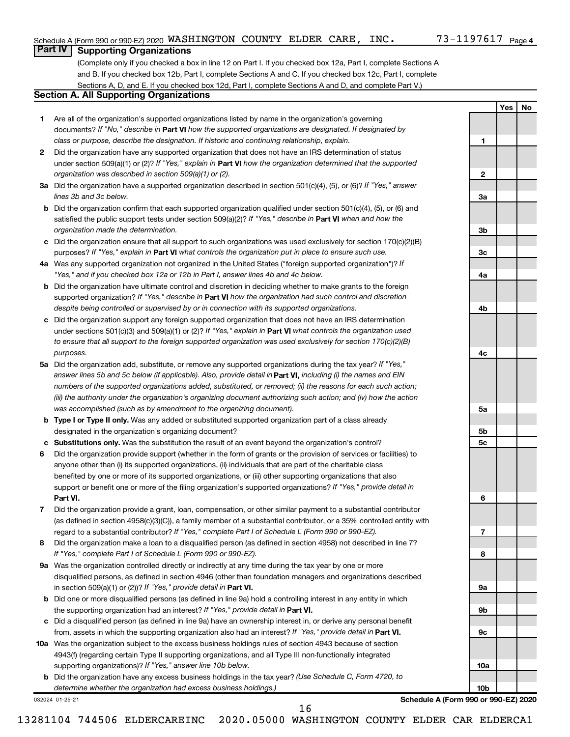Schedule A (Form 990 or 990-EZ) 2020 WASHINGTON COUNTY ELDER CARE, INC. 73-1197617 Page 4

## Part IV Supporting Organizations

(Complete only if you checked a box in line 12 on Part I. If you checked box 12a, Part I, complete Sections A and B. If you checked box 12b, Part I, complete Sections A and C. If you checked box 12c, Part I, complete Sections A, D, and E. If you checked box 12d, Part I, complete Sections A and D, and complete Part V.)

### Section A. All Supporting Organizations

| | | | Yes | No |
|---|---|---|---|---|
| 1 | Are all of the organization's supported organizations listed by name in the organization's governing documents? *If "No," describe in* **Part VI** *how the supported organizations are designated. If designated by class or purpose, describe the designation. If historic and continuing relationship, explain.* | 1 | | |
| 2 | Did the organization have any supported organization that does not have an IRS determination of status under section 509(a)(1) or (2)? *If "Yes," explain in* **Part VI** *how the organization determined that the supported organization was described in section 509(a)(1) or (2).* | 2 | | |
| 3a | Did the organization have a supported organization described in section 501(c)(4), (5), or (6)? *If "Yes," answer lines 3b and 3c below.* | 3a | | |
| b | Did the organization confirm that each supported organization qualified under section 501(c)(4), (5), or (6) and satisfied the public support tests under section 509(a)(2)? *If "Yes," describe in* **Part VI** *when and how the organization made the determination.* | 3b | | |
| c | Did the organization ensure that all support to such organizations was used exclusively for section 170(c)(2)(B) purposes? *If "Yes," explain in* **Part VI** *what controls the organization put in place to ensure such use.* | 3c | | |
| 4a | Was any supported organization not organized in the United States ("foreign supported organization")? *If "Yes," and if you checked box 12a or 12b in Part I, answer lines 4b and 4c below.* | 4a | | |
| b | Did the organization have ultimate control and discretion in deciding whether to make grants to the foreign supported organization? *If "Yes," describe in* **Part VI** *how the organization had such control and discretion despite being controlled or supervised by or in connection with its supported organizations.* | 4b | | |
| c | Did the organization support any foreign supported organization that does not have an IRS determination under sections 501(c)(3) and 509(a)(1) or (2)? *If "Yes," explain in* **Part VI** *what controls the organization used to ensure that all support to the foreign supported organization was used exclusively for section 170(c)(2)(B) purposes.* | 4c | | |
| 5a | Did the organization add, substitute, or remove any supported organizations during the tax year? *If "Yes," answer lines 5b and 5c below (if applicable). Also, provide detail in* **Part VI,** *including (i) the names and EIN numbers of the supported organizations added, substituted, or removed; (ii) the reasons for each such action; (iii) the authority under the organization's organizing document authorizing such action; and (iv) how the action was accomplished (such as by amendment to the organizing document).* | 5a | | |
| b | **Type I or Type II only.** Was any added or substituted supported organization part of a class already designated in the organization's organizing document? | 5b | | |
| c | **Substitutions only.** Was the substitution the result of an event beyond the organization's control? | 5c | | |
| 6 | Did the organization provide support (whether in the form of grants or the provision of services or facilities) to anyone other than (i) its supported organizations, (ii) individuals that are part of the charitable class benefited by one or more of its supported organizations, or (iii) other supporting organizations that also support or benefit one or more of the filing organization's supported organizations? *If "Yes," provide detail in* **Part VI.** | 6 | | |
| 7 | Did the organization provide a grant, loan, compensation, or other similar payment to a substantial contributor (as defined in section 4958(c)(3)(C)), a family member of a substantial contributor, or a 35% controlled entity with regard to a substantial contributor? *If "Yes," complete Part I of Schedule L (Form 990 or 990-EZ).* | 7 | | |
| 8 | Did the organization make a loan to a disqualified person (as defined in section 4958) not described in line 7? *If "Yes," complete Part I of Schedule L (Form 990 or 990-EZ).* | 8 | | |
| 9a | Was the organization controlled directly or indirectly at any time during the tax year by one or more disqualified persons, as defined in section 4946 (other than foundation managers and organizations described in section 509(a)(1) or (2))? *If "Yes," provide detail in* **Part VI.** | 9a | | |
| b | Did one or more disqualified persons (as defined in line 9a) hold a controlling interest in any entity in which the supporting organization had an interest? *If "Yes," provide detail in* **Part VI.** | 9b | | |
| c | Did a disqualified person (as defined in line 9a) have an ownership interest in, or derive any personal benefit from, assets in which the supporting organization also had an interest? *If "Yes," provide detail in* **Part VI.** | 9c | | |
| 10a | Was the organization subject to the excess business holdings rules of section 4943 because of section 4943(f) (regarding certain Type II supporting organizations, and all Type III non-functionally integrated supporting organizations)? *If "Yes," answer line 10b below.* | 10a | | |
| b | Did the organization have any excess business holdings in the tax year? *(Use Schedule C, Form 4720, to determine whether the organization had excess business holdings.)* | 10b | | |

032024 01-25-21

**Schedule A (Form 990 or 990-EZ) 2020**

13281104 744506 ELDERCAREINC 2020.05000 WASHINGTON COUNTY ELDER CAR ELDERCA1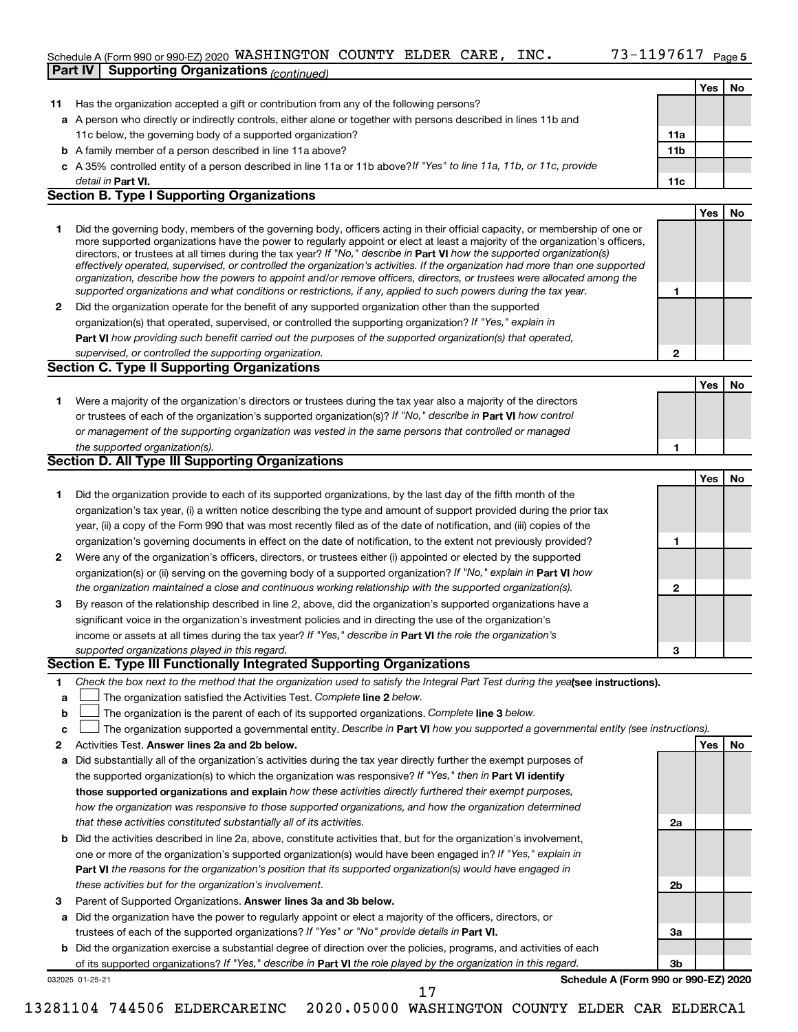Schedule A (Form 990 or 990-EZ) 2020 WASHINGTON COUNTY ELDER CARE, INC. 73-1197617 Page 5

**Part IV Supporting Organizations** *(continued)*

| | | | Yes | No |
|---|---|---|---|---|
| **11** | Has the organization accepted a gift or contribution from any of the following persons? | | | |
| **a** | A person who directly or indirectly controls, either alone or together with persons described in lines 11b and 11c below, the governing body of a supported organization? | **11a** | | |
| **b** | A family member of a person described in line 11a above? | **11b** | | |
| **c** | A 35% controlled entity of a person described in line 11a or 11b above? *If "Yes" to line 11a, 11b, or 11c, provide detail in* **Part VI.** | **11c** | | |

## Section B. Type I Supporting Organizations

| | | | Yes | No |
|---|---|---|---|---|
| **1** | Did the governing body, members of the governing body, officers acting in their official capacity, or membership of one or more supported organizations have the power to regularly appoint or elect at least a majority of the organization's officers, directors, or trustees at all times during the tax year? *If "No," describe in* **Part VI** *how the supported organization(s) effectively operated, supervised, or controlled the organization's activities. If the organization had more than one supported organization, describe how the powers to appoint and/or remove officers, directors, or trustees were allocated among the supported organizations and what conditions or restrictions, if any, applied to such powers during the tax year.* | **1** | | |
| **2** | Did the organization operate for the benefit of any supported organization other than the supported organization(s) that operated, supervised, or controlled the supporting organization? *If "Yes," explain in* **Part VI** *how providing such benefit carried out the purposes of the supported organization(s) that operated, supervised, or controlled the supporting organization.* | **2** | | |

## Section C. Type II Supporting Organizations

| | | | Yes | No |
|---|---|---|---|---|
| **1** | Were a majority of the organization's directors or trustees during the tax year also a majority of the directors or trustees of each of the organization's supported organization(s)? *If "No," describe in* **Part VI** *how control or management of the supporting organization was vested in the same persons that controlled or managed the supported organization(s).* | **1** | | |

## Section D. All Type III Supporting Organizations

| | | | Yes | No |
|---|---|---|---|---|
| **1** | Did the organization provide to each of its supported organizations, by the last day of the fifth month of the organization's tax year, (i) a written notice describing the type and amount of support provided during the prior tax year, (ii) a copy of the Form 990 that was most recently filed as of the date of notification, and (iii) copies of the organization's governing documents in effect on the date of notification, to the extent not previously provided? | **1** | | |
| **2** | Were any of the organization's officers, directors, or trustees either (i) appointed or elected by the supported organization(s) or (ii) serving on the governing body of a supported organization? *If "No," explain in* **Part VI** *how the organization maintained a close and continuous working relationship with the supported organization(s).* | **2** | | |
| **3** | By reason of the relationship described in line 2, above, did the organization's supported organizations have a significant voice in the organization's investment policies and in directing the use of the organization's income or assets at all times during the tax year? *If "Yes," describe in* **Part VI** *the role the organization's supported organizations played in this regard.* | **3** | | |

## Section E. Type III Functionally Integrated Supporting Organizations

**1** *Check the box next to the method that the organization used to satisfy the Integral Part Test during the year* **(see instructions).**

- **a** ☐ The organization satisfied the Activities Test. *Complete* **line 2** *below.*
- **b** ☐ The organization is the parent of each of its supported organizations. *Complete* **line 3** *below.*
- **c** ☐ The organization supported a governmental entity. *Describe in* **Part VI** *how you supported a governmental entity (see instructions).*

| | | | Yes | No |
|---|---|---|---|---|
| **2** | Activities Test. **Answer lines 2a and 2b below.** | | | |
| **a** | Did substantially all of the organization's activities during the tax year directly further the exempt purposes of the supported organization(s) to which the organization was responsive? *If "Yes," then in* **Part VI identify those supported organizations and explain** *how these activities directly furthered their exempt purposes, how the organization was responsive to those supported organizations, and how the organization determined that these activities constituted substantially all of its activities.* | **2a** | | |
| **b** | Did the activities described in line 2a, above, constitute activities that, but for the organization's involvement, one or more of the organization's supported organization(s) would have been engaged in? *If "Yes," explain in* **Part VI** *the reasons for the organization's position that its supported organization(s) would have engaged in these activities but for the organization's involvement.* | **2b** | | |
| **3** | Parent of Supported Organizations. **Answer lines 3a and 3b below.** | | | |
| **a** | Did the organization have the power to regularly appoint or elect a majority of the officers, directors, or trustees of each of the supported organizations? *If "Yes" or "No" provide details in* **Part VI.** | **3a** | | |
| **b** | Did the organization exercise a substantial degree of direction over the policies, programs, and activities of each of its supported organizations? *If "Yes," describe in* **Part VI** *the role played by the organization in this regard.* | **3b** | | |

032025 01-25-21 **Schedule A (Form 990 or 990-EZ) 2020**

13281104 744506 ELDERCAREINC 2020.05000 WASHINGTON COUNTY ELDER CAR ELDERCA1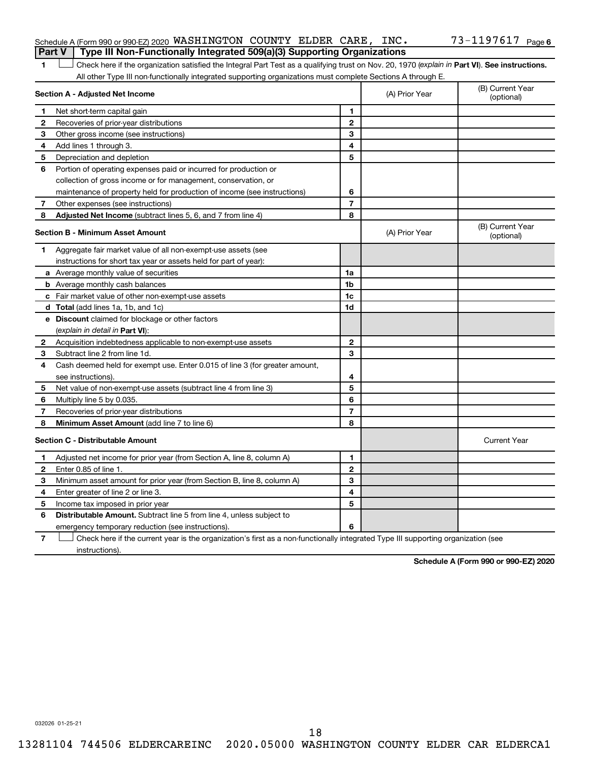Schedule A (Form 990 or 990-EZ) 2020 WASHINGTON COUNTY ELDER CARE, INC. 73-1197617 Page 6

## Part V Type III Non-Functionally Integrated 509(a)(3) Supporting Organizations

1 ☐ Check here if the organization satisfied the Integral Part Test as a qualifying trust on Nov. 20, 1970 (*explain in* **Part VI**). **See instructions.** All other Type III non-functionally integrated supporting organizations must complete Sections A through E.

| **Section A - Adjusted Net Income** | | | (A) Prior Year | (B) Current Year (optional) |
|---|---|---|---|---|
| 1 | Net short-term capital gain | 1 | | |
| 2 | Recoveries of prior-year distributions | 2 | | |
| 3 | Other gross income (see instructions) | 3 | | |
| 4 | Add lines 1 through 3. | 4 | | |
| 5 | Depreciation and depletion | 5 | | |
| 6 | Portion of operating expenses paid or incurred for production or collection of gross income or for management, conservation, or maintenance of property held for production of income (see instructions) | 6 | | |
| 7 | Other expenses (see instructions) | 7 | | |
| 8 | **Adjusted Net Income** (subtract lines 5, 6, and 7 from line 4) | 8 | | |

| **Section B - Minimum Asset Amount** | | | (A) Prior Year | (B) Current Year (optional) |
|---|---|---|---|---|
| 1 | Aggregate fair market value of all non-exempt-use assets (see instructions for short tax year or assets held for part of year): | | | |
| a | Average monthly value of securities | 1a | | |
| b | Average monthly cash balances | 1b | | |
| c | Fair market value of other non-exempt-use assets | 1c | | |
| d | **Total** (add lines 1a, 1b, and 1c) | 1d | | |
| e | **Discount** claimed for blockage or other factors (*explain in detail in* **Part VI**): | | | |
| 2 | Acquisition indebtedness applicable to non-exempt-use assets | 2 | | |
| 3 | Subtract line 2 from line 1d. | 3 | | |
| 4 | Cash deemed held for exempt use. Enter 0.015 of line 3 (for greater amount, see instructions). | 4 | | |
| 5 | Net value of non-exempt-use assets (subtract line 4 from line 3) | 5 | | |
| 6 | Multiply line 5 by 0.035. | 6 | | |
| 7 | Recoveries of prior-year distributions | 7 | | |
| 8 | **Minimum Asset Amount** (add line 7 to line 6) | 8 | | |

| **Section C - Distributable Amount** | | | | Current Year |
|---|---|---|---|---|
| 1 | Adjusted net income for prior year (from Section A, line 8, column A) | 1 | | |
| 2 | Enter 0.85 of line 1. | 2 | | |
| 3 | Minimum asset amount for prior year (from Section B, line 8, column A) | 3 | | |
| 4 | Enter greater of line 2 or line 3. | 4 | | |
| 5 | Income tax imposed in prior year | 5 | | |
| 6 | **Distributable Amount.** Subtract line 5 from line 4, unless subject to emergency temporary reduction (see instructions). | 6 | | |

7 ☐ Check here if the current year is the organization's first as a non-functionally integrated Type III supporting organization (see instructions).

**Schedule A (Form 990 or 990-EZ) 2020**

032026 01-25-21

13281104 744506 ELDERCAREINC 2020.05000 WASHINGTON COUNTY ELDER CAR ELDERCA1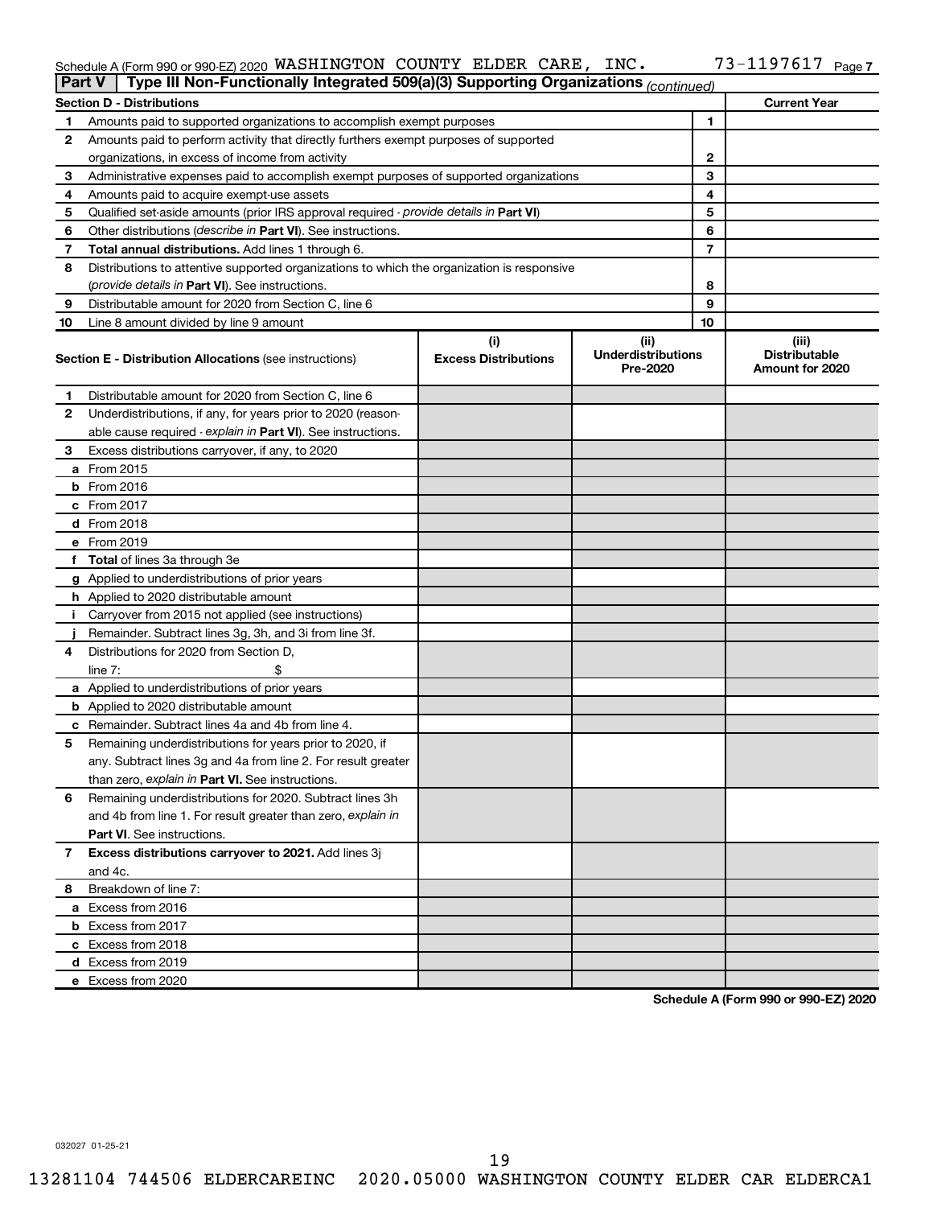Schedule A (Form 990 or 990-EZ) 2020 WASHINGTON COUNTY ELDER CARE, INC. 73-1197617

## Part V | Type III Non-Functionally Integrated 509(a)(3) Supporting Organizations *(continued)*

| Section D - Distributions | | | Current Year |
|---|---|---|---|
| 1 | Amounts paid to supported organizations to accomplish exempt purposes | 1 | |
| 2 | Amounts paid to perform activity that directly furthers exempt purposes of supported organizations, in excess of income from activity | 2 | |
| 3 | Administrative expenses paid to accomplish exempt purposes of supported organizations | 3 | |
| 4 | Amounts paid to acquire exempt-use assets | 4 | |
| 5 | Qualified set-aside amounts (prior IRS approval required - *provide details in* **Part VI**) | 5 | |
| 6 | Other distributions (*describe in* **Part VI**). See instructions. | 6 | |
| 7 | **Total annual distributions.** Add lines 1 through 6. | 7 | |
| 8 | Distributions to attentive supported organizations to which the organization is responsive (*provide details in* **Part VI**). See instructions. | 8 | |
| 9 | Distributable amount for 2020 from Section C, line 6 | 9 | |
| 10 | Line 8 amount divided by line 9 amount | 10 | |

| | **Section E - Distribution Allocations** (see instructions) | (i) Excess Distributions | (ii) Underdistributions Pre-2020 | (iii) Distributable Amount for 2020 |
|---|---|---|---|---|
| 1 | Distributable amount for 2020 from Section C, line 6 | | | |
| 2 | Underdistributions, if any, for years prior to 2020 (reasonable cause required - *explain in* **Part VI**). See instructions. | | | |
| 3 | Excess distributions carryover, if any, to 2020 | | | |
| a | From 2015 | | | |
| b | From 2016 | | | |
| c | From 2017 | | | |
| d | From 2018 | | | |
| e | From 2019 | | | |
| f | **Total** of lines 3a through 3e | | | |
| g | Applied to underdistributions of prior years | | | |
| h | Applied to 2020 distributable amount | | | |
| i | Carryover from 2015 not applied (see instructions) | | | |
| j | Remainder. Subtract lines 3g, 3h, and 3i from line 3f. | | | |
| 4 | Distributions for 2020 from Section D, line 7: $ | | | |
| a | Applied to underdistributions of prior years | | | |
| b | Applied to 2020 distributable amount | | | |
| c | Remainder. Subtract lines 4a and 4b from line 4. | | | |
| 5 | Remaining underdistributions for years prior to 2020, if any. Subtract lines 3g and 4a from line 2. For result greater than zero, *explain in* **Part VI.** See instructions. | | | |
| 6 | Remaining underdistributions for 2020. Subtract lines 3h and 4b from line 1. For result greater than zero, *explain in* **Part VI**. See instructions. | | | |
| 7 | **Excess distributions carryover to 2021.** Add lines 3j and 4c. | | | |
| 8 | Breakdown of line 7: | | | |
| a | Excess from 2016 | | | |
| b | Excess from 2017 | | | |
| c | Excess from 2018 | | | |
| d | Excess from 2019 | | | |
| e | Excess from 2020 | | | |

**Schedule A (Form 990 or 990-EZ) 2020**

032027 01-25-21

13281104 744506 ELDERCAREINC 2020.05000 WASHINGTON COUNTY ELDER CAR ELDERCA1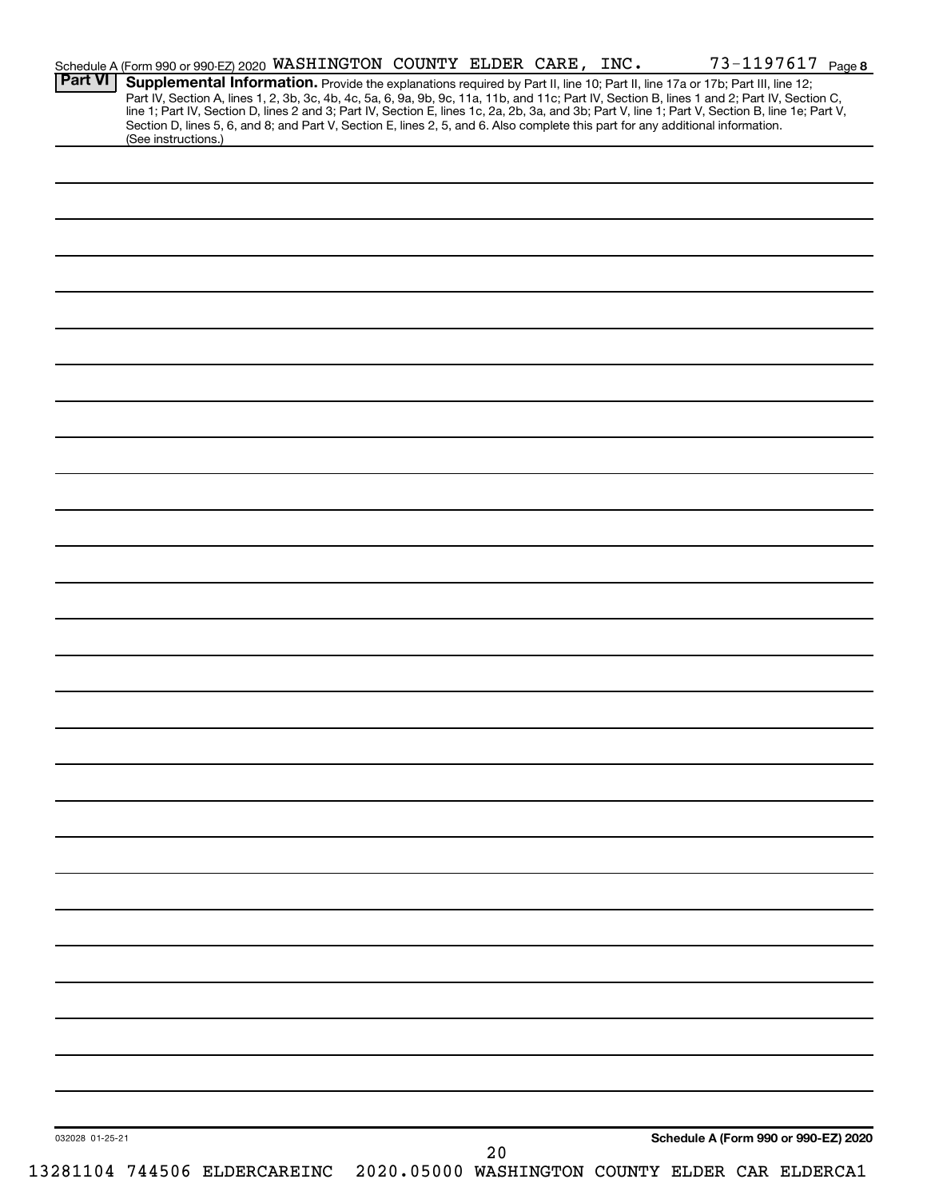Schedule A (Form 990 or 990-EZ) 2020 WASHINGTON COUNTY ELDER CARE, INC. 73-1197617 Page 8

**Part VI** **Supplemental Information.** Provide the explanations required by Part II, line 10; Part II, line 17a or 17b; Part III, line 12; Part IV, Section A, lines 1, 2, 3b, 3c, 4b, 4c, 5a, 6, 9a, 9b, 9c, 11a, 11b, and 11c; Part IV, Section B, lines 1 and 2; Part IV, Section C, line 1; Part IV, Section D, lines 2 and 3; Part IV, Section E, lines 1c, 2a, 2b, 3a, and 3b; Part V, line 1; Part V, Section B, line 1e; Part V, Section D, lines 5, 6, and 8; and Part V, Section E, lines 2, 5, and 6. Also complete this part for any additional information. (See instructions.)

032028 01-25-21

**Schedule A (Form 990 or 990-EZ) 2020**

13281104 744506 ELDERCAREINC 2020.05000 WASHINGTON COUNTY ELDER CAR ELDERCA1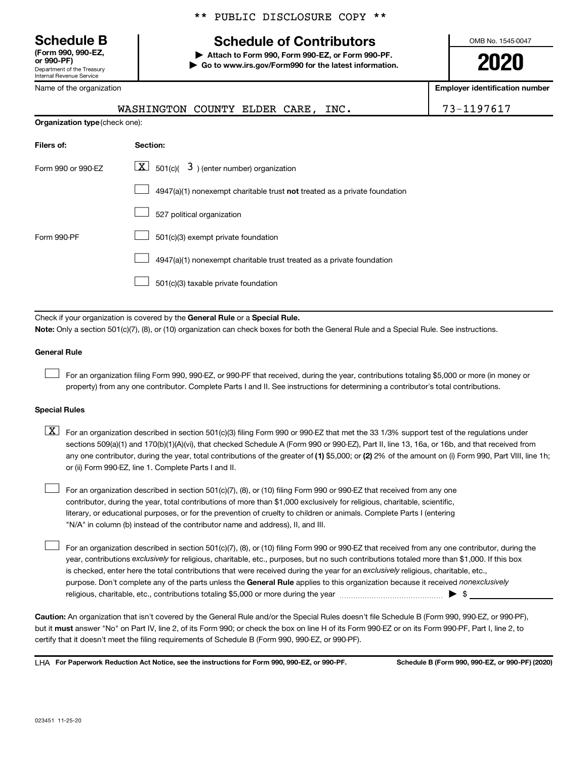** PUBLIC DISCLOSURE COPY **

**Schedule B**
**(Form 990, 990-EZ, or 990-PF)**
Department of the Treasury
Internal Revenue Service

# Schedule of Contributors

**▶ Attach to Form 990, Form 990-EZ, or Form 990-PF.**
**▶ Go to www.irs.gov/Form990 for the latest information.**

OMB No. 1545-0047

**2020**

| Name of the organization | Employer identification number |
|---|---|
| WASHINGTON COUNTY ELDER CARE, INC. | 73-1197617 |

**Organization type** (check one):

| Filers of: | Section: |
|---|---|
| Form 990 or 990-EZ | [X] 501(c)( 3 ) (enter number) organization |
| | [ ] 4947(a)(1) nonexempt charitable trust **not** treated as a private foundation |
| | [ ] 527 political organization |
| Form 990-PF | [ ] 501(c)(3) exempt private foundation |
| | [ ] 4947(a)(1) nonexempt charitable trust treated as a private foundation |
| | [ ] 501(c)(3) taxable private foundation |

Check if your organization is covered by the **General Rule** or a **Special Rule.**

**Note:** Only a section 501(c)(7), (8), or (10) organization can check boxes for both the General Rule and a Special Rule. See instructions.

**General Rule**

[ ] For an organization filing Form 990, 990-EZ, or 990-PF that received, during the year, contributions totaling $5,000 or more (in money or property) from any one contributor. Complete Parts I and II. See instructions for determining a contributor's total contributions.

**Special Rules**

[X] For an organization described in section 501(c)(3) filing Form 990 or 990-EZ that met the 33 1/3% support test of the regulations under sections 509(a)(1) and 170(b)(1)(A)(vi), that checked Schedule A (Form 990 or 990-EZ), Part II, line 13, 16a, or 16b, and that received from any one contributor, during the year, total contributions of the greater of **(1)** $5,000; or **(2)** 2% of the amount on (i) Form 990, Part VIII, line 1h; or (ii) Form 990-EZ, line 1. Complete Parts I and II.

[ ] For an organization described in section 501(c)(7), (8), or (10) filing Form 990 or 990-EZ that received from any one contributor, during the year, total contributions of more than $1,000 exclusively for religious, charitable, scientific, literary, or educational purposes, or for the prevention of cruelty to children or animals. Complete Parts I (entering "N/A" in column (b) instead of the contributor name and address), II, and III.

[ ] For an organization described in section 501(c)(7), (8), or (10) filing Form 990 or 990-EZ that received from any one contributor, during the year, contributions *exclusively* for religious, charitable, etc., purposes, but no such contributions totaled more than $1,000. If this box is checked, enter here the total contributions that were received during the year for an *exclusively* religious, charitable, etc., purpose. Don't complete any of the parts unless the **General Rule** applies to this organization because it received *nonexclusively* religious, charitable, etc., contributions totaling $5,000 or more during the year ▶ $ ______

**Caution:** An organization that isn't covered by the General Rule and/or the Special Rules doesn't file Schedule B (Form 990, 990-EZ, or 990-PF), but it **must** answer "No" on Part IV, line 2, of its Form 990; or check the box on line H of its Form 990-EZ or on its Form 990-PF, Part I, line 2, to certify that it doesn't meet the filing requirements of Schedule B (Form 990, 990-EZ, or 990-PF).

LHA **For Paperwork Reduction Act Notice, see the instructions for Form 990, 990-EZ, or 990-PF.** **Schedule B (Form 990, 990-EZ, or 990-PF) (2020)**

023451 11-25-20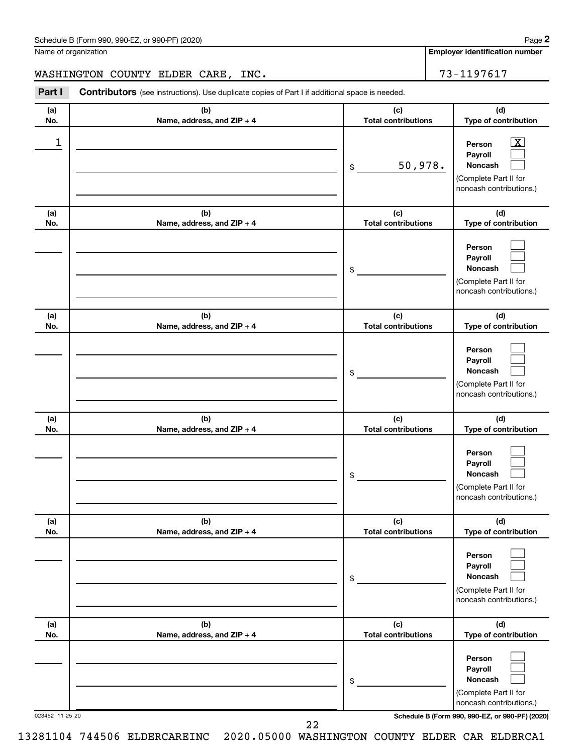Schedule B (Form 990, 990-EZ, or 990-PF) (2020)

Name of organization: WASHINGTON COUNTY ELDER CARE, INC.

Employer identification number: 73-1197617

**Part I** **Contributors** (see instructions). Use duplicate copies of Part I if additional space is needed.

| (a) No. | (b) Name, address, and ZIP + 4 | (c) Total contributions | (d) Type of contribution |
|---|---|---|---|
| 1 | | $ 50,978. | Person [X] Payroll [ ] Noncash [ ] (Complete Part II for noncash contributions.) |
| | | $ | Person [ ] Payroll [ ] Noncash [ ] (Complete Part II for noncash contributions.) |
| | | $ | Person [ ] Payroll [ ] Noncash [ ] (Complete Part II for noncash contributions.) |
| | | $ | Person [ ] Payroll [ ] Noncash [ ] (Complete Part II for noncash contributions.) |
| | | $ | Person [ ] Payroll [ ] Noncash [ ] (Complete Part II for noncash contributions.) |
| | | $ | Person [ ] Payroll [ ] Noncash [ ] (Complete Part II for noncash contributions.) |

023452 11-25-20

Schedule B (Form 990, 990-EZ, or 990-PF) (2020)

13281104 744506 ELDERCAREINC 2020.05000 WASHINGTON COUNTY ELDER CAR ELDERCA1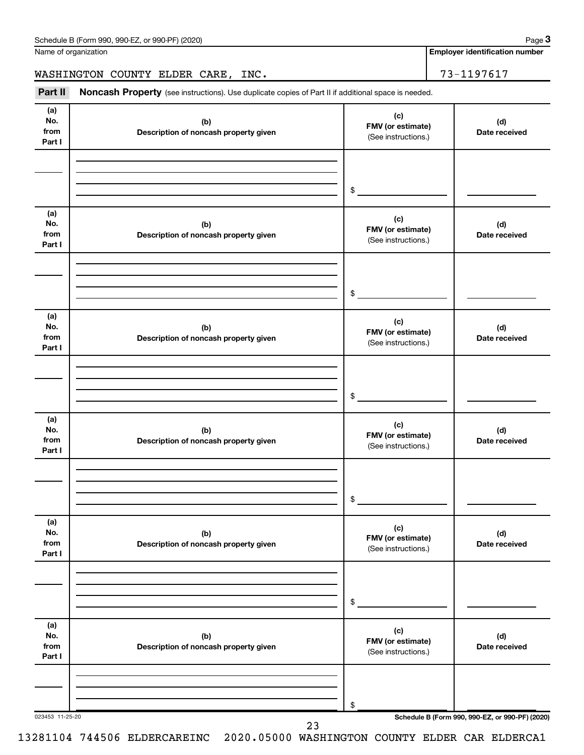Name of organization | Employer identification number

WASHINGTON COUNTY ELDER CARE, INC. | 73-1197617

**Part II** **Noncash Property** (see instructions). Use duplicate copies of Part II if additional space is needed.

| (a) No. from Part I | (b) Description of noncash property given | (c) FMV (or estimate) (See instructions.) | (d) Date received |
|---|---|---|---|
| | | $ | |

| (a) No. from Part I | (b) Description of noncash property given | (c) FMV (or estimate) (See instructions.) | (d) Date received |
|---|---|---|---|
| | | $ | |

| (a) No. from Part I | (b) Description of noncash property given | (c) FMV (or estimate) (See instructions.) | (d) Date received |
|---|---|---|---|
| | | $ | |

| (a) No. from Part I | (b) Description of noncash property given | (c) FMV (or estimate) (See instructions.) | (d) Date received |
|---|---|---|---|
| | | $ | |

| (a) No. from Part I | (b) Description of noncash property given | (c) FMV (or estimate) (See instructions.) | (d) Date received |
|---|---|---|---|
| | | $ | |

| (a) No. from Part I | (b) Description of noncash property given | (c) FMV (or estimate) (See instructions.) | (d) Date received |
|---|---|---|---|
| | | $ | |

023453 11-25-20

13281104 744506 ELDERCAREINC 2020.05000 WASHINGTON COUNTY ELDER CAR ELDERCA1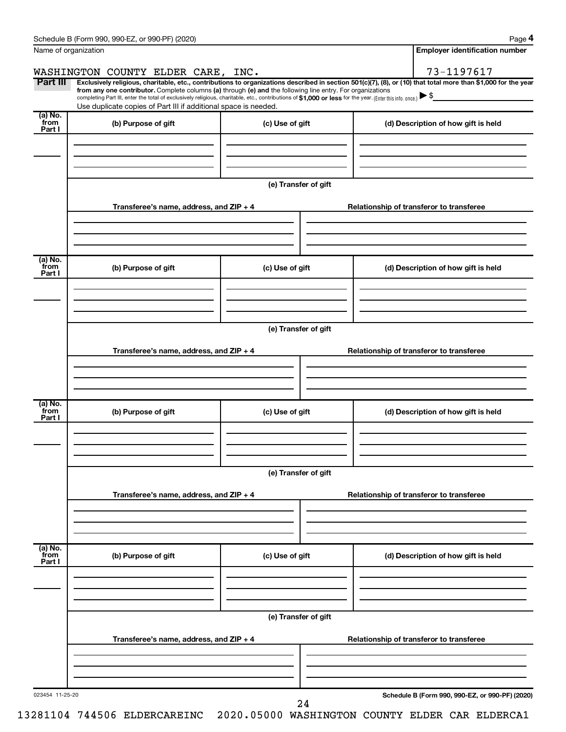Name of organization

WASHINGTON COUNTY ELDER CARE, INC.

**Employer identification number**

73-1197617

**Part III** **Exclusively religious, charitable, etc., contributions to organizations described in section 501(c)(7), (8), or (10) that total more than $1,000 for the year from any one contributor.** Complete columns **(a)** through **(e)** and the following line entry. For organizations completing Part III, enter the total of exclusively religious, charitable, etc., contributions of **$1,000 or less** for the year. (Enter this info. once.) ▶ $

Use duplicate copies of Part III if additional space is needed.

| (a) No. from Part I | (b) Purpose of gift | (c) Use of gift | (d) Description of how gift is held |
|---|---|---|---|
| | | | |

**(e) Transfer of gift**

| Transferee's name, address, and ZIP + 4 | Relationship of transferor to transferee |
|---|---|
| | |

| (a) No. from Part I | (b) Purpose of gift | (c) Use of gift | (d) Description of how gift is held |
|---|---|---|---|
| | | | |

**(e) Transfer of gift**

| Transferee's name, address, and ZIP + 4 | Relationship of transferor to transferee |
|---|---|
| | |

| (a) No. from Part I | (b) Purpose of gift | (c) Use of gift | (d) Description of how gift is held |
|---|---|---|---|
| | | | |

**(e) Transfer of gift**

| Transferee's name, address, and ZIP + 4 | Relationship of transferor to transferee |
|---|---|
| | |

| (a) No. from Part I | (b) Purpose of gift | (c) Use of gift | (d) Description of how gift is held |
|---|---|---|---|
| | | | |

**(e) Transfer of gift**

| Transferee's name, address, and ZIP + 4 | Relationship of transferor to transferee |
|---|---|
| | |

023454 11-25-20

**Schedule B (Form 990, 990-EZ, or 990-PF) (2020)**

13281104 744506 ELDERCAREINC 2020.05000 WASHINGTON COUNTY ELDER CAR ELDERCA1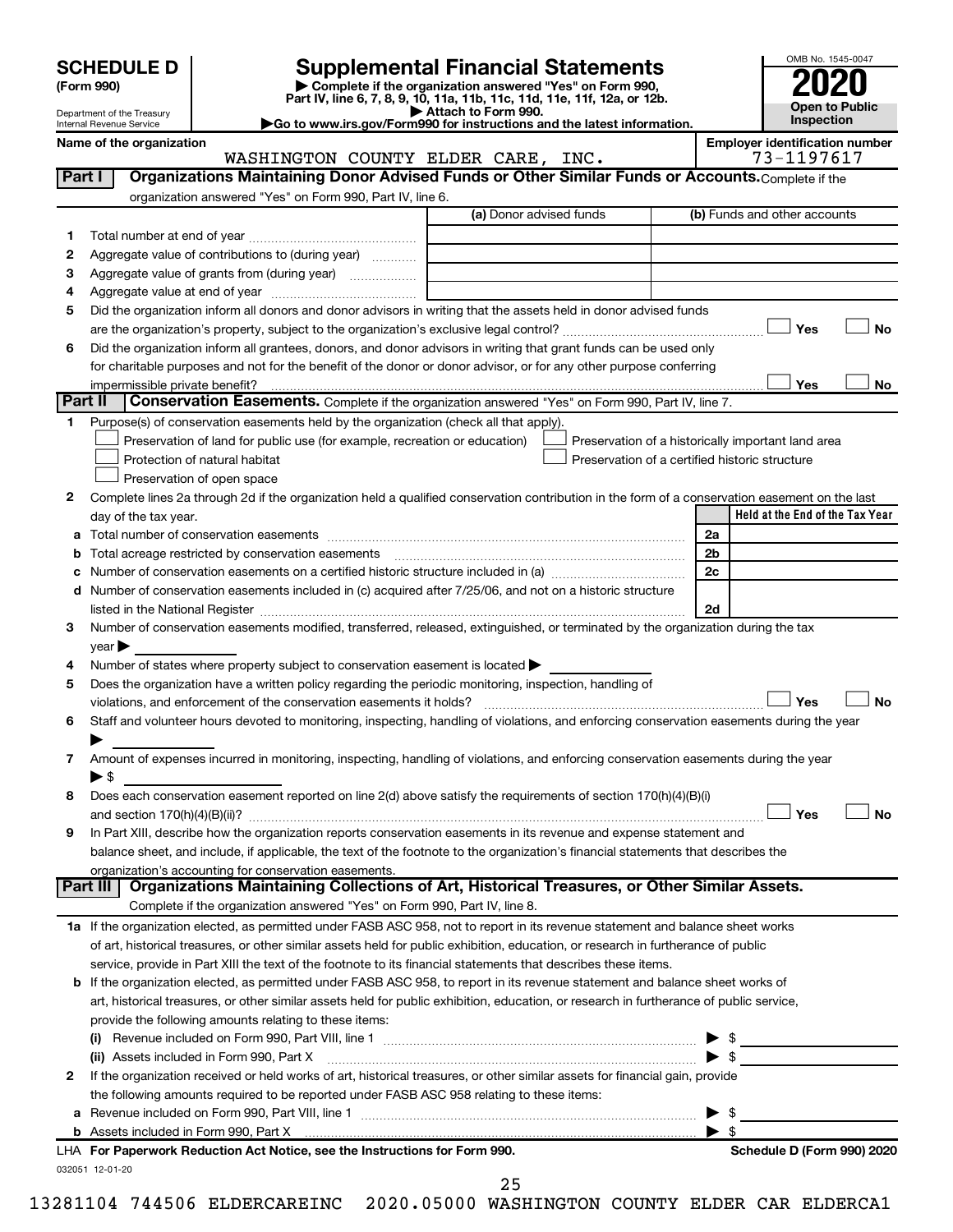# SCHEDULE D (Form 990)

Department of the Treasury
Internal Revenue Service

# Supplemental Financial Statements

▶ Complete if the organization answered "Yes" on Form 990, Part IV, line 6, 7, 8, 9, 10, 11a, 11b, 11c, 11d, 11e, 11f, 12a, or 12b.
▶ Attach to Form 990.
▶Go to www.irs.gov/Form990 for instructions and the latest information.

OMB No. 1545-0047

**2020**

**Open to Public Inspection**

**Name of the organization:** WASHINGTON COUNTY ELDER CARE, INC.

**Employer identification number:** 73-1197617

## Part I Organizations Maintaining Donor Advised Funds or Other Similar Funds or Accounts.
Complete if the organization answered "Yes" on Form 990, Part IV, line 6.

| | | (a) Donor advised funds | (b) Funds and other accounts |
|---|---|---|---|
| 1 | Total number at end of year | | |
| 2 | Aggregate value of contributions to (during year) | | |
| 3 | Aggregate value of grants from (during year) | | |
| 4 | Aggregate value at end of year | | |

5 Did the organization inform all donors and donor advisors in writing that the assets held in donor advised funds are the organization's property, subject to the organization's exclusive legal control? ☐ Yes ☐ No

6 Did the organization inform all grantees, donors, and donor advisors in writing that grant funds can be used only for charitable purposes and not for the benefit of the donor or donor advisor, or for any other purpose conferring impermissible private benefit? ☐ Yes ☐ No

## Part II Conservation Easements.
Complete if the organization answered "Yes" on Form 990, Part IV, line 7.

1 Purpose(s) of conservation easements held by the organization (check all that apply).

- ☐ Preservation of land for public use (for example, recreation or education)
- ☐ Protection of natural habitat
- ☐ Preservation of open space
- ☐ Preservation of a historically important land area
- ☐ Preservation of a certified historic structure

2 Complete lines 2a through 2d if the organization held a qualified conservation contribution in the form of a conservation easement on the last day of the tax year.

| | | | Held at the End of the Tax Year |
|---|---|---|---|
| a | Total number of conservation easements | 2a | |
| b | Total acreage restricted by conservation easements | 2b | |
| c | Number of conservation easements on a certified historic structure included in (a) | 2c | |
| d | Number of conservation easements included in (c) acquired after 7/25/06, and not on a historic structure listed in the National Register | 2d | |

3 Number of conservation easements modified, transferred, released, extinguished, or terminated by the organization during the tax year ▶

4 Number of states where property subject to conservation easement is located ▶

5 Does the organization have a written policy regarding the periodic monitoring, inspection, handling of violations, and enforcement of the conservation easements it holds? ☐ Yes ☐ No

6 Staff and volunteer hours devoted to monitoring, inspecting, handling of violations, and enforcing conservation easements during the year ▶

7 Amount of expenses incurred in monitoring, inspecting, handling of violations, and enforcing conservation easements during the year ▶ $

8 Does each conservation easement reported on line 2(d) above satisfy the requirements of section 170(h)(4)(B)(i) and section 170(h)(4)(B)(ii)? ☐ Yes ☐ No

9 In Part XIII, describe how the organization reports conservation easements in its revenue and expense statement and balance sheet, and include, if applicable, the text of the footnote to the organization's financial statements that describes the organization's accounting for conservation easements.

## Part III Organizations Maintaining Collections of Art, Historical Treasures, or Other Similar Assets.
Complete if the organization answered "Yes" on Form 990, Part IV, line 8.

1a If the organization elected, as permitted under FASB ASC 958, not to report in its revenue statement and balance sheet works of art, historical treasures, or other similar assets held for public exhibition, education, or research in furtherance of public service, provide in Part XIII the text of the footnote to its financial statements that describes these items.

b If the organization elected, as permitted under FASB ASC 958, to report in its revenue statement and balance sheet works of art, historical treasures, or other similar assets held for public exhibition, education, or research in furtherance of public service, provide the following amounts relating to these items:

(i) Revenue included on Form 990, Part VIII, line 1 ▶ $

(ii) Assets included in Form 990, Part X ▶ $

2 If the organization received or held works of art, historical treasures, or other similar assets for financial gain, provide the following amounts required to be reported under FASB ASC 958 relating to these items:

a Revenue included on Form 990, Part VIII, line 1 ▶ $

b Assets included in Form 990, Part X ▶ $

LHA For Paperwork Reduction Act Notice, see the Instructions for Form 990.

Schedule D (Form 990) 2020

032051 12-01-20

13281104 744506 ELDERCAREINC 2020.05000 WASHINGTON COUNTY ELDER CAR ELDERCA1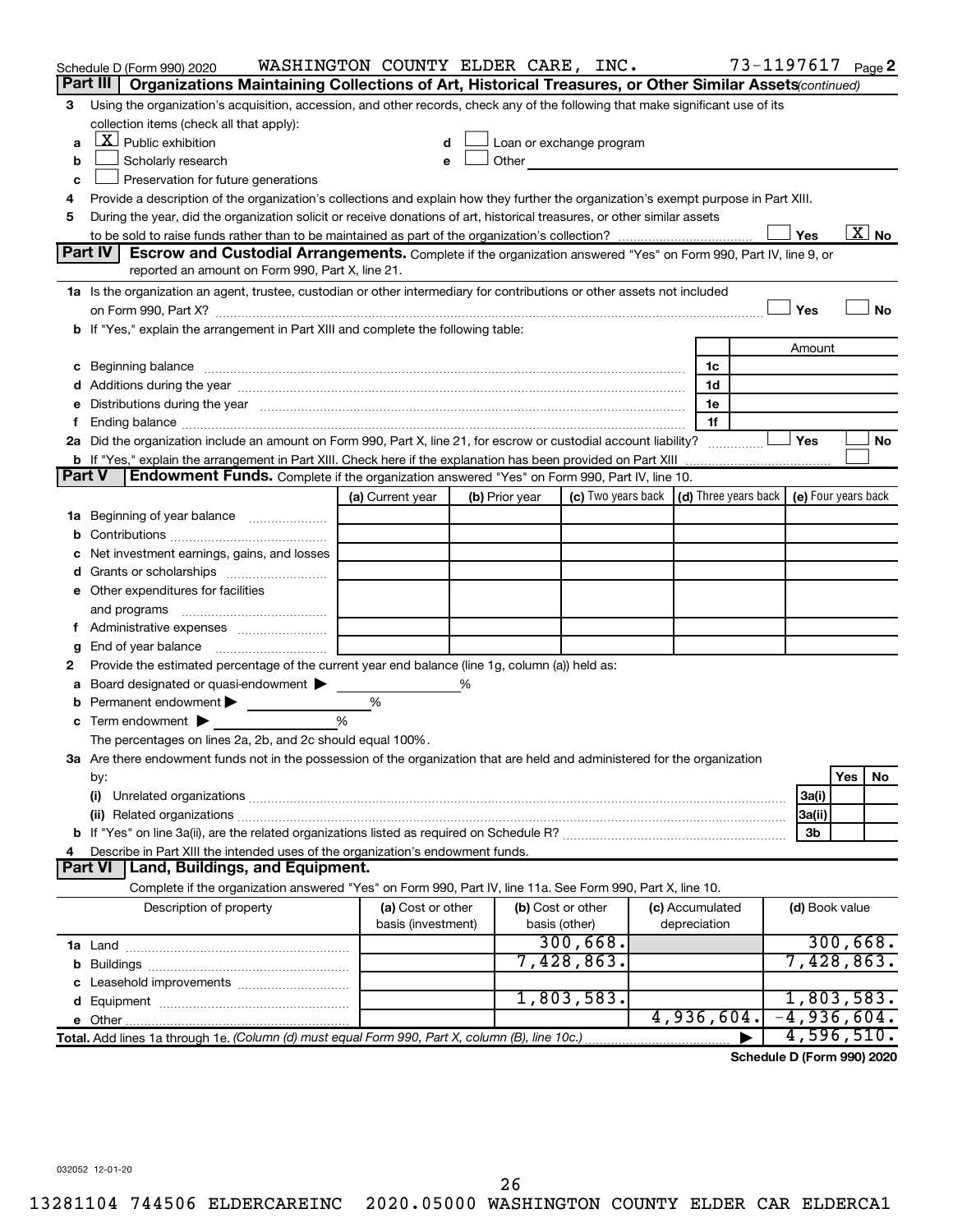Schedule D (Form 990) 2020 WASHINGTON COUNTY ELDER CARE, INC. 73-1197617 Page 2

## Part III Organizations Maintaining Collections of Art, Historical Treasures, or Other Similar Assets *(continued)*

3 Using the organization's acquisition, accession, and other records, check any of the following that make significant use of its collection items (check all that apply):

- a [X] Public exhibition
- b [ ] Scholarly research
- c [ ] Preservation for future generations
- d [ ] Loan or exchange program
- e [ ] Other

4 Provide a description of the organization's collections and explain how they further the organization's exempt purpose in Part XIII.

5 During the year, did the organization solicit or receive donations of art, historical treasures, or other similar assets to be sold to raise funds rather than to be maintained as part of the organization's collection? [ ] Yes [X] No

## Part IV Escrow and Custodial Arrangements.

Complete if the organization answered "Yes" on Form 990, Part IV, line 9, or reported an amount on Form 990, Part X, line 21.

1a Is the organization an agent, trustee, custodian or other intermediary for contributions or other assets not included on Form 990, Part X? [ ] Yes [ ] No

b If "Yes," explain the arrangement in Part XIII and complete the following table:

| | | Amount |
|---|---|---|
| c Beginning balance | 1c | |
| d Additions during the year | 1d | |
| e Distributions during the year | 1e | |
| f Ending balance | 1f | |

2a Did the organization include an amount on Form 990, Part X, line 21, for escrow or custodial account liability? [ ] Yes [ ] No

b If "Yes," explain the arrangement in Part XIII. Check here if the explanation has been provided on Part XIII [ ]

## Part V Endowment Funds.

Complete if the organization answered "Yes" on Form 990, Part IV, line 10.

| | (a) Current year | (b) Prior year | (c) Two years back | (d) Three years back | (e) Four years back |
|---|---|---|---|---|---|
| 1a Beginning of year balance | | | | | |
| b Contributions | | | | | |
| c Net investment earnings, gains, and losses | | | | | |
| d Grants or scholarships | | | | | |
| e Other expenditures for facilities and programs | | | | | |
| f Administrative expenses | | | | | |
| g End of year balance | | | | | |

2 Provide the estimated percentage of the current year end balance (line 1g, column (a)) held as:

- a Board designated or quasi-endowment ▶ ______ %
- b Permanent endowment ▶ ______ %
- c Term endowment ▶ ______ %

The percentages on lines 2a, 2b, and 2c should equal 100%.

3a Are there endowment funds not in the possession of the organization that are held and administered for the organization by:

| | | Yes | No |
|---|---|---|---|
| (i) Unrelated organizations | 3a(i) | | |
| (ii) Related organizations | 3a(ii) | | |
| b If "Yes" on line 3a(ii), are the related organizations listed as required on Schedule R? | 3b | | |

4 Describe in Part XIII the intended uses of the organization's endowment funds.

## Part VI Land, Buildings, and Equipment.

Complete if the organization answered "Yes" on Form 990, Part IV, line 11a. See Form 990, Part X, line 10.

| Description of property | (a) Cost or other basis (investment) | (b) Cost or other basis (other) | (c) Accumulated depreciation | (d) Book value |
|---|---|---|---|---|
| 1a Land | | 300,668. | | 300,668. |
| b Buildings | | 7,428,863. | | 7,428,863. |
| c Leasehold improvements | | | | |
| d Equipment | | 1,803,583. | | 1,803,583. |
| e Other | | | 4,936,604. | -4,936,604. |
| **Total.** Add lines 1a through 1e. *(Column (d) must equal Form 990, Part X, column (B), line 10c.)* | | | ▶ | 4,596,510. |

**Schedule D (Form 990) 2020**

032052 12-01-20

13281104 744506 ELDERCAREINC 2020.05000 WASHINGTON COUNTY ELDER CAR ELDERCA1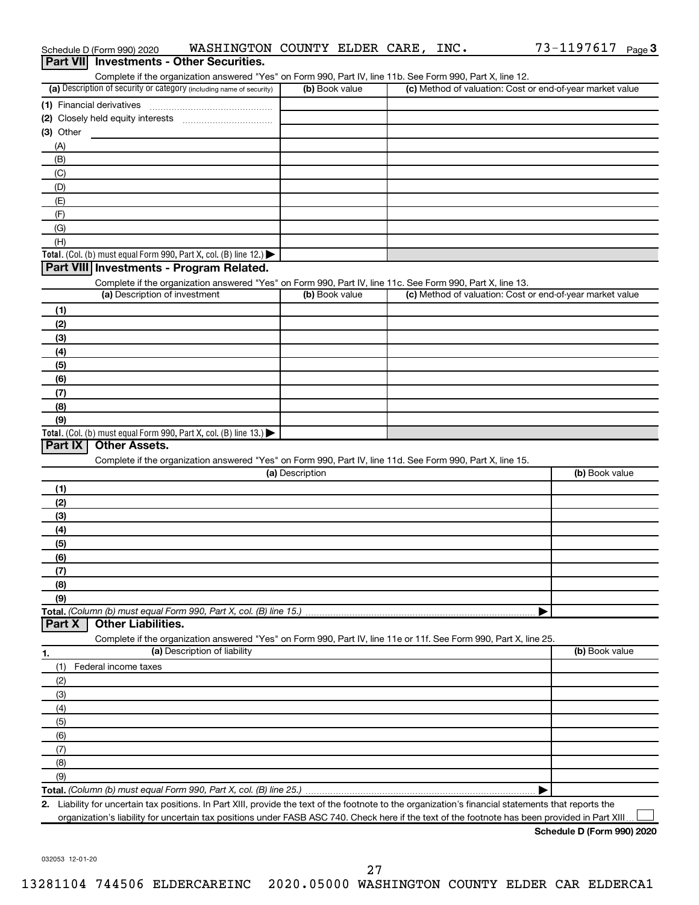Schedule D (Form 990) 2020 WASHINGTON COUNTY ELDER CARE, INC. 73-1197617 Page 3

## Part VII Investments - Other Securities.

Complete if the organization answered "Yes" on Form 990, Part IV, line 11b. See Form 990, Part X, line 12.

| (a) Description of security or category (including name of security) | (b) Book value | (c) Method of valuation: Cost or end-of-year market value |
|---|---|---|
| (1) Financial derivatives | | |
| (2) Closely held equity interests | | |
| (3) Other | | |
| (A) | | |
| (B) | | |
| (C) | | |
| (D) | | |
| (E) | | |
| (F) | | |
| (G) | | |
| (H) | | |
| **Total.** (Col. (b) must equal Form 990, Part X, col. (B) line 12.) ▶ | | |

## Part VIII Investments - Program Related.

Complete if the organization answered "Yes" on Form 990, Part IV, line 11c. See Form 990, Part X, line 13.

| (a) Description of investment | (b) Book value | (c) Method of valuation: Cost or end-of-year market value |
|---|---|---|
| (1) | | |
| (2) | | |
| (3) | | |
| (4) | | |
| (5) | | |
| (6) | | |
| (7) | | |
| (8) | | |
| (9) | | |
| **Total.** (Col. (b) must equal Form 990, Part X, col. (B) line 13.) ▶ | | |

## Part IX Other Assets.

Complete if the organization answered "Yes" on Form 990, Part IV, line 11d. See Form 990, Part X, line 15.

| (a) Description | (b) Book value |
|---|---|
| (1) | |
| (2) | |
| (3) | |
| (4) | |
| (5) | |
| (6) | |
| (7) | |
| (8) | |
| (9) | |
| **Total.** *(Column (b) must equal Form 990, Part X, col. (B) line 15.)* ▶ | |

## Part X Other Liabilities.

Complete if the organization answered "Yes" on Form 990, Part IV, line 11e or 11f. See Form 990, Part X, line 25.

| 1. (a) Description of liability | (b) Book value |
|---|---|
| (1) Federal income taxes | |
| (2) | |
| (3) | |
| (4) | |
| (5) | |
| (6) | |
| (7) | |
| (8) | |
| (9) | |
| **Total.** *(Column (b) must equal Form 990, Part X, col. (B) line 25.)* ▶ | |

**2.** Liability for uncertain tax positions. In Part XIII, provide the text of the footnote to the organization's financial statements that reports the organization's liability for uncertain tax positions under FASB ASC 740. Check here if the text of the footnote has been provided in Part XIII ☐

**Schedule D (Form 990) 2020**

032053 12-01-20

13281104 744506 ELDERCAREINC 2020.05000 WASHINGTON COUNTY ELDER CAR ELDERCA1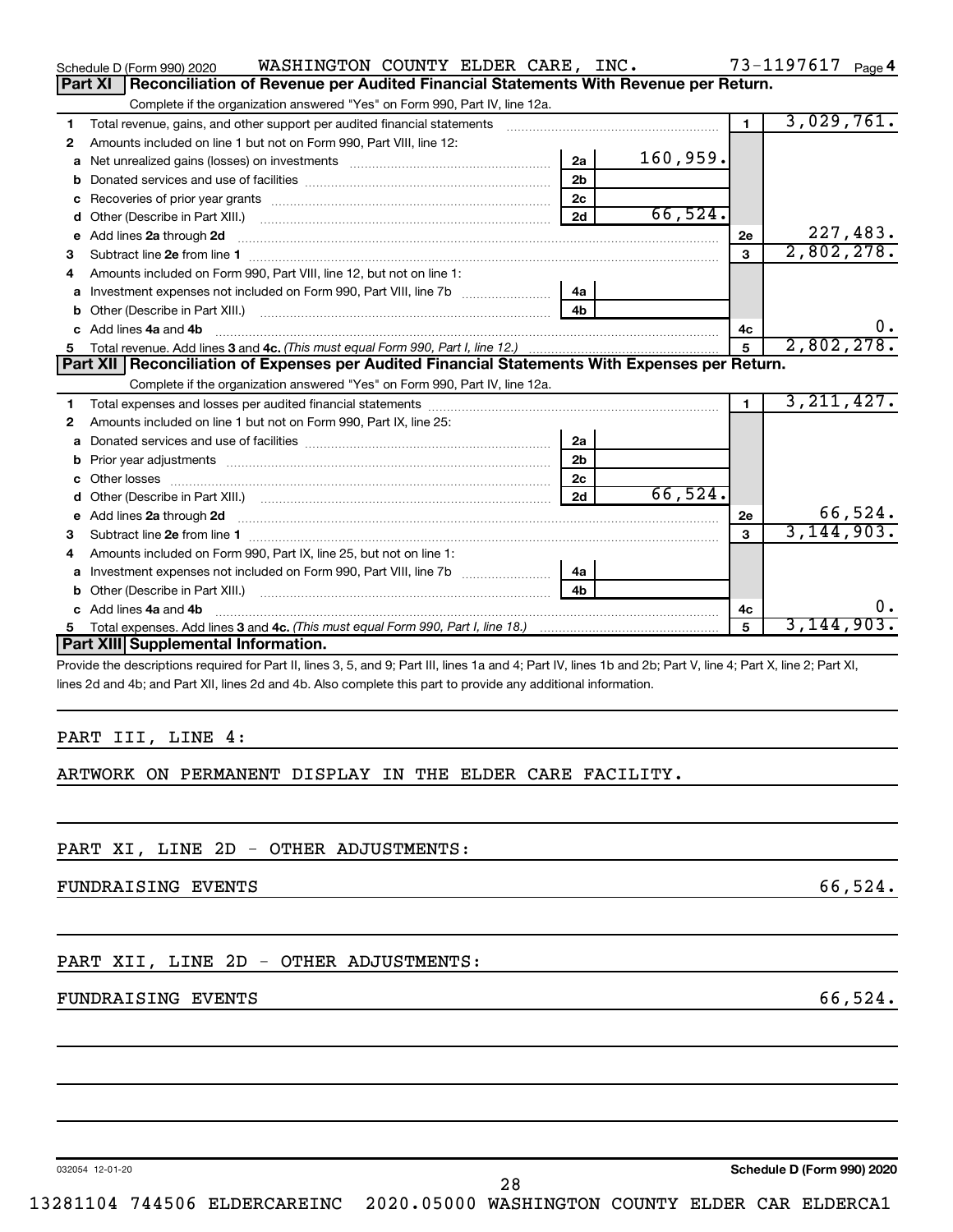Schedule D (Form 990) 2020 WASHINGTON COUNTY ELDER CARE, INC. 73-1197617 Page 4

## Part XI Reconciliation of Revenue per Audited Financial Statements With Revenue per Return.

Complete if the organization answered "Yes" on Form 990, Part IV, line 12a.

| | | | | | |
|---|---|---|---|---|---|
| 1 | Total revenue, gains, and other support per audited financial statements | | | 1 | 3,029,761. |
| 2 | Amounts included on line 1 but not on Form 990, Part VIII, line 12: | | | | |
| a | Net unrealized gains (losses) on investments | 2a | 160,959. | | |
| b | Donated services and use of facilities | 2b | | | |
| c | Recoveries of prior year grants | 2c | | | |
| d | Other (Describe in Part XIII.) | 2d | 66,524. | | |
| e | Add lines 2a through 2d | | | 2e | 227,483. |
| 3 | Subtract line 2e from line 1 | | | 3 | 2,802,278. |
| 4 | Amounts included on Form 990, Part VIII, line 12, but not on line 1: | | | | |
| a | Investment expenses not included on Form 990, Part VIII, line 7b | 4a | | | |
| b | Other (Describe in Part XIII.) | 4b | | | |
| c | Add lines 4a and 4b | | | 4c | 0. |
| 5 | Total revenue. Add lines 3 and 4c. *(This must equal Form 990, Part I, line 12.)* | | | 5 | 2,802,278. |

## Part XII Reconciliation of Expenses per Audited Financial Statements With Expenses per Return.

Complete if the organization answered "Yes" on Form 990, Part IV, line 12a.

| | | | | | |
|---|---|---|---|---|---|
| 1 | Total expenses and losses per audited financial statements | | | 1 | 3,211,427. |
| 2 | Amounts included on line 1 but not on Form 990, Part IX, line 25: | | | | |
| a | Donated services and use of facilities | 2a | | | |
| b | Prior year adjustments | 2b | | | |
| c | Other losses | 2c | | | |
| d | Other (Describe in Part XIII.) | 2d | 66,524. | | |
| e | Add lines 2a through 2d | | | 2e | 66,524. |
| 3 | Subtract line 2e from line 1 | | | 3 | 3,144,903. |
| 4 | Amounts included on Form 990, Part IX, line 25, but not on line 1: | | | | |
| a | Investment expenses not included on Form 990, Part VIII, line 7b | 4a | | | |
| b | Other (Describe in Part XIII.) | 4b | | | |
| c | Add lines 4a and 4b | | | 4c | 0. |
| 5 | Total expenses. Add lines 3 and 4c. *(This must equal Form 990, Part I, line 18.)* | | | 5 | 3,144,903. |

## Part XIII Supplemental Information.

Provide the descriptions required for Part II, lines 3, 5, and 9; Part III, lines 1a and 4; Part IV, lines 1b and 2b; Part V, line 4; Part X, line 2; Part XI, lines 2d and 4b; and Part XII, lines 2d and 4b. Also complete this part to provide any additional information.

PART III, LINE 4:

ARTWORK ON PERMANENT DISPLAY IN THE ELDER CARE FACILITY.

PART XI, LINE 2D - OTHER ADJUSTMENTS:

FUNDRAISING EVENTS 66,524.

PART XII, LINE 2D - OTHER ADJUSTMENTS:

FUNDRAISING EVENTS 66,524.

032054 12-01-20 Schedule D (Form 990) 2020

13281104 744506 ELDERCAREINC 2020.05000 WASHINGTON COUNTY ELDER CAR ELDERCA1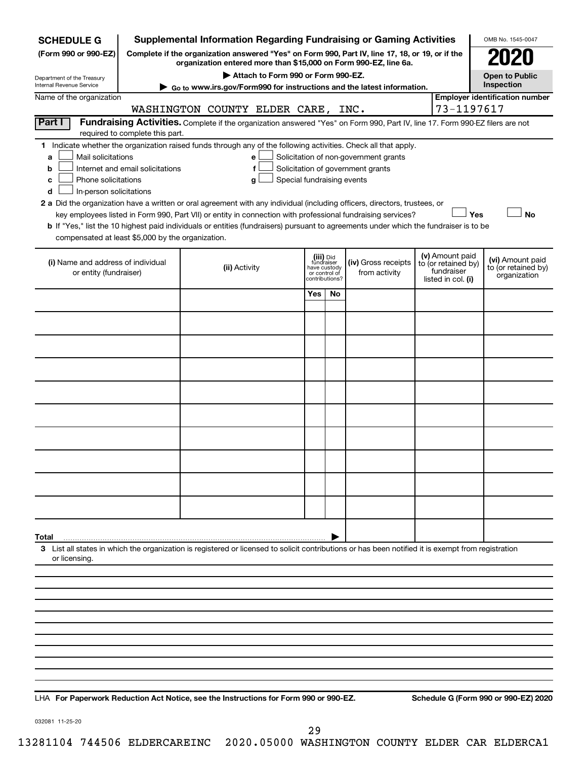**SCHEDULE G** (Form 990 or 990-EZ)

Department of the Treasury
Internal Revenue Service

# Supplemental Information Regarding Fundraising or Gaming Activities

**Complete if the organization answered "Yes" on Form 990, Part IV, line 17, 18, or 19, or if the organization entered more than $15,000 on Form 990-EZ, line 6a.**

▶ Attach to Form 990 or Form 990-EZ.

▶ Go to www.irs.gov/Form990 for instructions and the latest information.

OMB No. 1545-0047

**2020**

**Open to Public Inspection**

Name of the organization: WASHINGTON COUNTY ELDER CARE, INC.

**Employer identification number:** 73-1197617

**Part I** **Fundraising Activities.** Complete if the organization answered "Yes" on Form 990, Part IV, line 17. Form 990-EZ filers are not required to complete this part.

**1** Indicate whether the organization raised funds through any of the following activities. Check all that apply.

- **a** ☐ Mail solicitations
- **b** ☐ Internet and email solicitations
- **c** ☐ Phone solicitations
- **d** ☐ In-person solicitations
- **e** ☐ Solicitation of non-government grants
- **f** ☐ Solicitation of government grants
- **g** ☐ Special fundraising events

**2 a** Did the organization have a written or oral agreement with any individual (including officers, directors, trustees, or key employees listed in Form 990, Part VII) or entity in connection with professional fundraising services? ☐ Yes ☐ No

**b** If "Yes," list the 10 highest paid individuals or entities (fundraisers) pursuant to agreements under which the fundraiser is to be compensated at least $5,000 by the organization.

| (i) Name and address of individual or entity (fundraiser) | (ii) Activity | (iii) Did fundraiser have custody or control of contributions? Yes | No | (iv) Gross receipts from activity | (v) Amount paid to (or retained by) fundraiser listed in col. (i) | (vi) Amount paid to (or retained by) organization |
|---|---|---|---|---|---|---|
| | | | | | | |
| | | | | | | |
| | | | | | | |
| | | | | | | |
| | | | | | | |
| | | | | | | |
| | | | | | | |
| | | | | | | |
| | | | | | | |
| | | | | | | |
| **Total** ▶ | | | | | | |

**3** List all states in which the organization is registered or licensed to solicit contributions or has been notified it is exempt from registration or licensing.

LHA **For Paperwork Reduction Act Notice, see the Instructions for Form 990 or 990-EZ.** **Schedule G (Form 990 or 990-EZ) 2020**

032081 11-25-20

13281104 744506 ELDERCAREINC 2020.05000 WASHINGTON COUNTY ELDER CAR ELDERCA1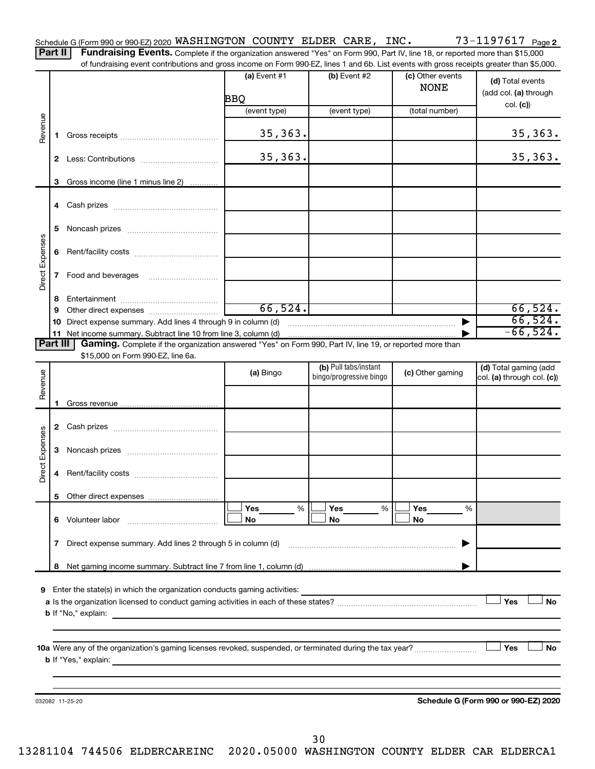Schedule G (Form 990 or 990-EZ) 2020 WASHINGTON COUNTY ELDER CARE, INC. 73-1197617 Page 2

**Part II** **Fundraising Events.** Complete if the organization answered "Yes" on Form 990, Part IV, line 18, or reported more than $15,000 of fundraising event contributions and gross income on Form 990-EZ, lines 1 and 6b. List events with gross receipts greater than $5,000.

| | | (a) Event #1<br>BBQ<br>(event type) | (b) Event #2<br><br>(event type) | (c) Other events<br>NONE<br>(total number) | (d) Total events (add col. (a) through col. (c)) |
|---|---|---|---|---|---|
| Revenue | 1 Gross receipts | 35,363. | | | 35,363. |
| | 2 Less: Contributions | 35,363. | | | 35,363. |
| | 3 Gross income (line 1 minus line 2) | | | | |
| Direct Expenses | 4 Cash prizes | | | | |
| | 5 Noncash prizes | | | | |
| | 6 Rent/facility costs | | | | |
| | 7 Food and beverages | | | | |
| | 8 Entertainment | | | | |
| | 9 Other direct expenses | 66,524. | | | 66,524. |
| | 10 Direct expense summary. Add lines 4 through 9 in column (d) | | | | 66,524. |
| | 11 Net income summary. Subtract line 10 from line 3, column (d) | | | | -66,524. |

**Part III** **Gaming.** Complete if the organization answered "Yes" on Form 990, Part IV, line 19, or reported more than $15,000 on Form 990-EZ, line 6a.

| | | (a) Bingo | (b) Pull tabs/instant bingo/progressive bingo | (c) Other gaming | (d) Total gaming (add col. (a) through col. (c)) |
|---|---|---|---|---|---|
| Revenue | 1 Gross revenue | | | | |
| Direct Expenses | 2 Cash prizes | | | | |
| | 3 Noncash prizes | | | | |
| | 4 Rent/facility costs | | | | |
| | 5 Other direct expenses | | | | |
| | 6 Volunteer labor | ☐ Yes ___ %<br>☐ No | ☐ Yes ___ %<br>☐ No | ☐ Yes ___ %<br>☐ No | |
| | 7 Direct expense summary. Add lines 2 through 5 in column (d) | | | | |
| | 8 Net gaming income summary. Subtract line 7 from line 1, column (d) | | | | |

**9** Enter the state(s) in which the organization conducts gaming activities:

**a** Is the organization licensed to conduct gaming activities in each of these states? ☐ Yes ☐ No

**b** If "No," explain:

**10a** Were any of the organization's gaming licenses revoked, suspended, or terminated during the tax year? ☐ Yes ☐ No

**b** If "Yes," explain:

032082 11-25-20 **Schedule G (Form 990 or 990-EZ) 2020**

13281104 744506 ELDERCAREINC 2020.05000 WASHINGTON COUNTY ELDER CAR ELDERCA1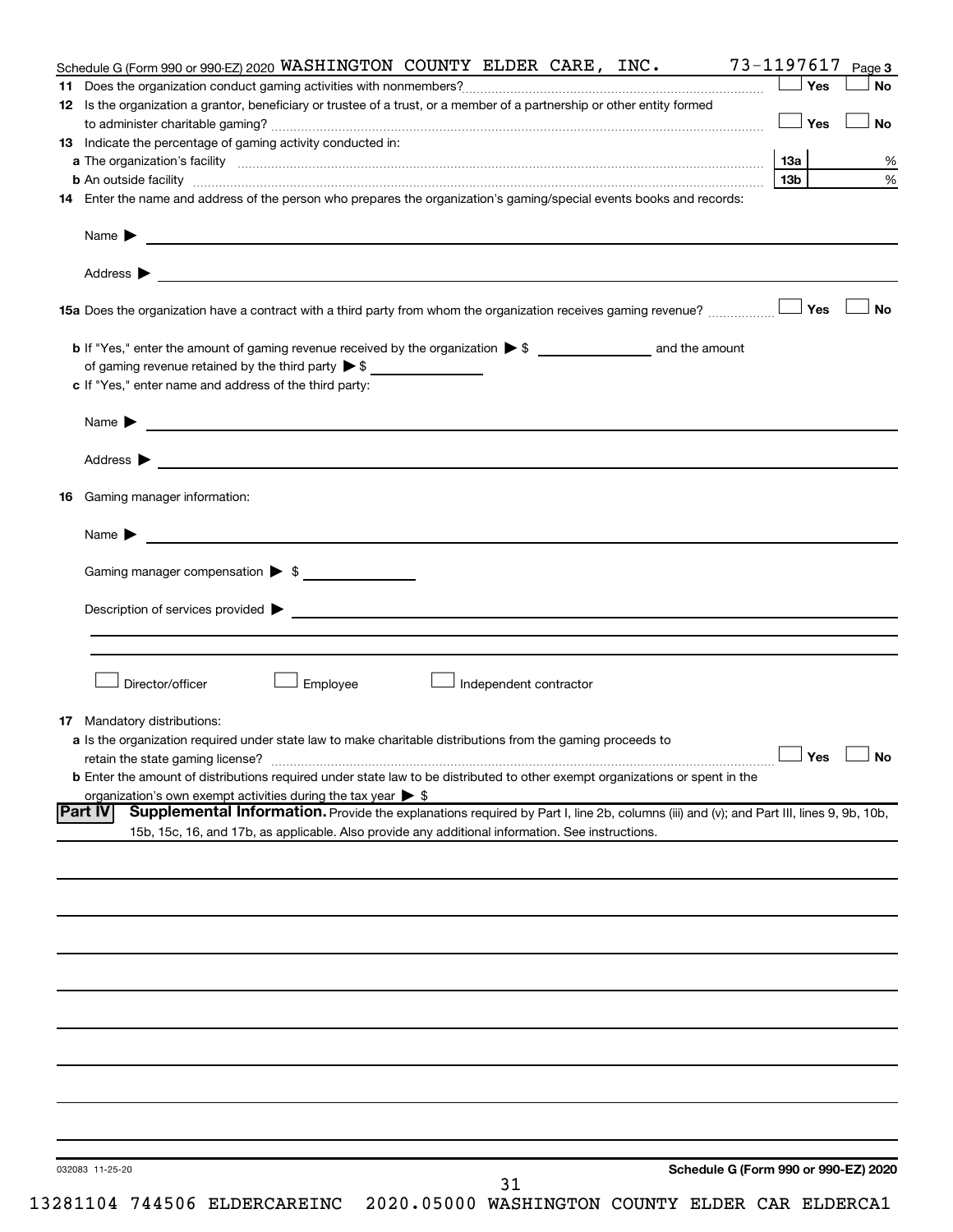Schedule G (Form 990 or 990-EZ) 2020 WASHINGTON COUNTY ELDER CARE, INC. 73-1197617 Page **3**

**11** Does the organization conduct gaming activities with nonmembers? ☐ Yes ☐ No

**12** Is the organization a grantor, beneficiary or trustee of a trust, or a member of a partnership or other entity formed to administer charitable gaming? ☐ Yes ☐ No

**13** Indicate the percentage of gaming activity conducted in:

**a** The organization's facility **13a** %

**b** An outside facility **13b** %

**14** Enter the name and address of the person who prepares the organization's gaming/special events books and records:

Name ▶

Address ▶

**15a** Does the organization have a contract with a third party from whom the organization receives gaming revenue? ☐ Yes ☐ No

**b** If "Yes," enter the amount of gaming revenue received by the organization ▶ $ ______ and the amount of gaming revenue retained by the third party ▶ $ ______

**c** If "Yes," enter name and address of the third party:

Name ▶

Address ▶

**16** Gaming manager information:

Name ▶

Gaming manager compensation ▶ $

Description of services provided ▶

☐ Director/officer ☐ Employee ☐ Independent contractor

**17** Mandatory distributions:

**a** Is the organization required under state law to make charitable distributions from the gaming proceeds to retain the state gaming license? ☐ Yes ☐ No

**b** Enter the amount of distributions required under state law to be distributed to other exempt organizations or spent in the organization's own exempt activities during the tax year ▶ $

**Part IV** **Supplemental Information.** Provide the explanations required by Part I, line 2b, columns (iii) and (v); and Part III, lines 9, 9b, 10b, 15b, 15c, 16, and 17b, as applicable. Also provide any additional information. See instructions.

032083 11-25-20 **Schedule G (Form 990 or 990-EZ) 2020**

13281104 744506 ELDERCAREINC 2020.05000 WASHINGTON COUNTY ELDER CAR ELDERCA1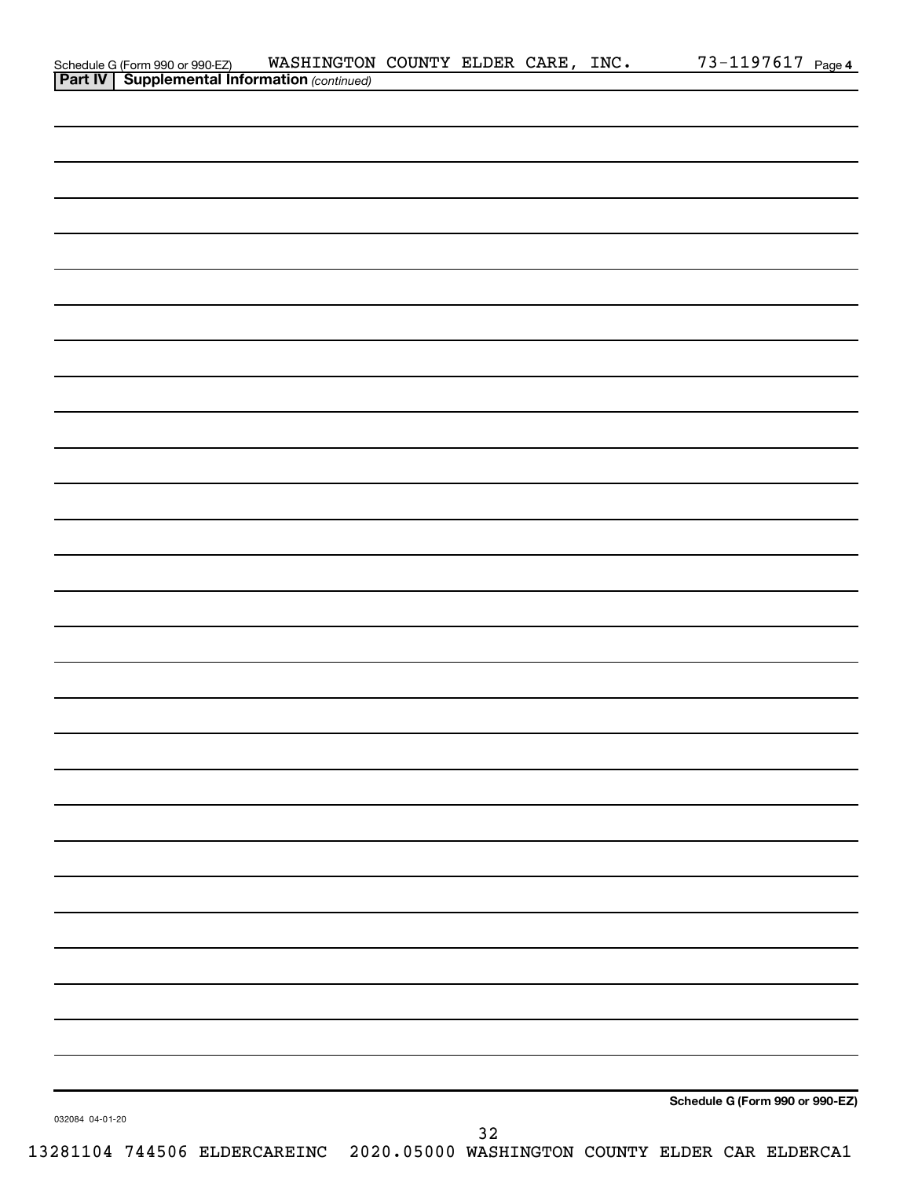Schedule G (Form 990 or 990-EZ) WASHINGTON COUNTY ELDER CARE, INC. 73-1197617 Page 4

**Part IV | Supplemental Information** *(continued)*

**Schedule G (Form 990 or 990-EZ)**

032084 04-01-20

13281104 744506 ELDERCAREINC 2020.05000 WASHINGTON COUNTY ELDER CAR ELDERCA1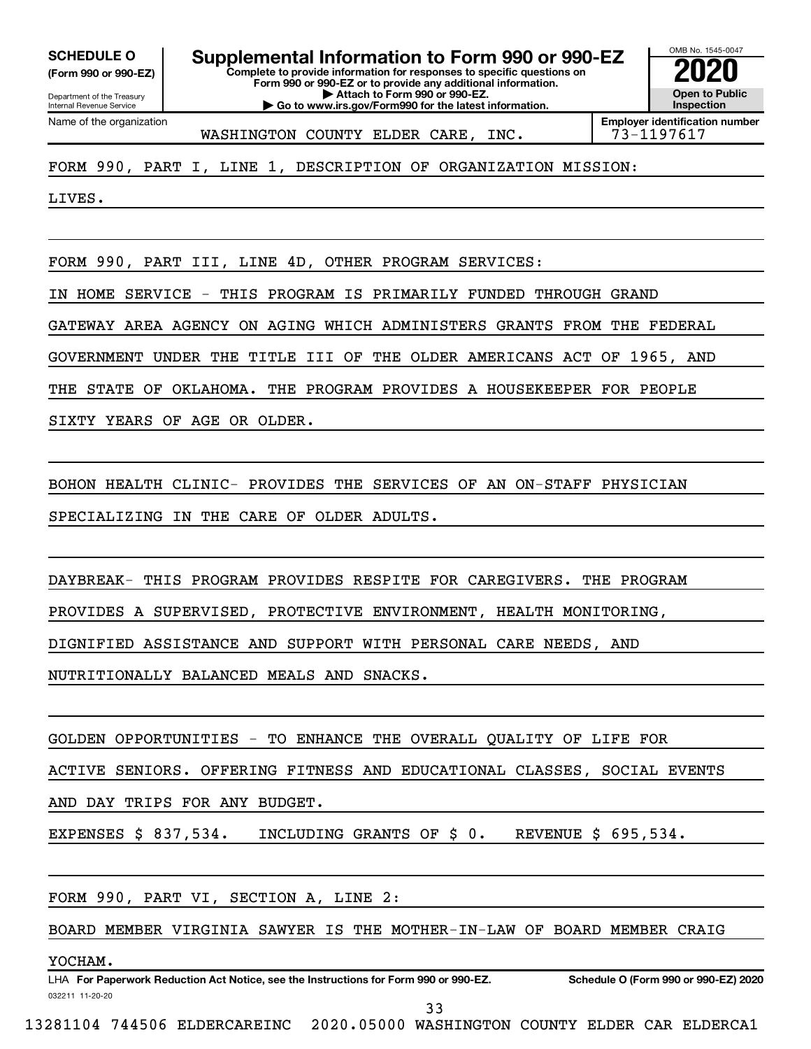**SCHEDULE O (Form 990 or 990-EZ)**

Department of the Treasury
Internal Revenue Service

# Supplemental Information to Form 990 or 990-EZ

**Complete to provide information for responses to specific questions on Form 990 or 990-EZ or to provide any additional information.**
**▶ Attach to Form 990 or 990-EZ.**
**▶ Go to www.irs.gov/Form990 for the latest information.**

OMB No. 1545-0047

**2020**

**Open to Public Inspection**

Name of the organization: WASHINGTON COUNTY ELDER CARE, INC.

**Employer identification number** 73-1197617

FORM 990, PART I, LINE 1, DESCRIPTION OF ORGANIZATION MISSION:

LIVES.

FORM 990, PART III, LINE 4D, OTHER PROGRAM SERVICES:

IN HOME SERVICE - THIS PROGRAM IS PRIMARILY FUNDED THROUGH GRAND GATEWAY AREA AGENCY ON AGING WHICH ADMINISTERS GRANTS FROM THE FEDERAL GOVERNMENT UNDER THE TITLE III OF THE OLDER AMERICANS ACT OF 1965, AND THE STATE OF OKLAHOMA. THE PROGRAM PROVIDES A HOUSEKEEPER FOR PEOPLE SIXTY YEARS OF AGE OR OLDER.

BOHON HEALTH CLINIC- PROVIDES THE SERVICES OF AN ON-STAFF PHYSICIAN SPECIALIZING IN THE CARE OF OLDER ADULTS.

DAYBREAK- THIS PROGRAM PROVIDES RESPITE FOR CAREGIVERS. THE PROGRAM PROVIDES A SUPERVISED, PROTECTIVE ENVIRONMENT, HEALTH MONITORING, DIGNIFIED ASSISTANCE AND SUPPORT WITH PERSONAL CARE NEEDS, AND NUTRITIONALLY BALANCED MEALS AND SNACKS.

GOLDEN OPPORTUNITIES - TO ENHANCE THE OVERALL QUALITY OF LIFE FOR ACTIVE SENIORS. OFFERING FITNESS AND EDUCATIONAL CLASSES, SOCIAL EVENTS AND DAY TRIPS FOR ANY BUDGET.

EXPENSES $ 837,534. INCLUDING GRANTS OF $ 0. REVENUE $ 695,534.

FORM 990, PART VI, SECTION A, LINE 2:

BOARD MEMBER VIRGINIA SAWYER IS THE MOTHER-IN-LAW OF BOARD MEMBER CRAIG YOCHAM.

LHA **For Paperwork Reduction Act Notice, see the Instructions for Form 990 or 990-EZ.** **Schedule O (Form 990 or 990-EZ) 2020**

032211 11-20-20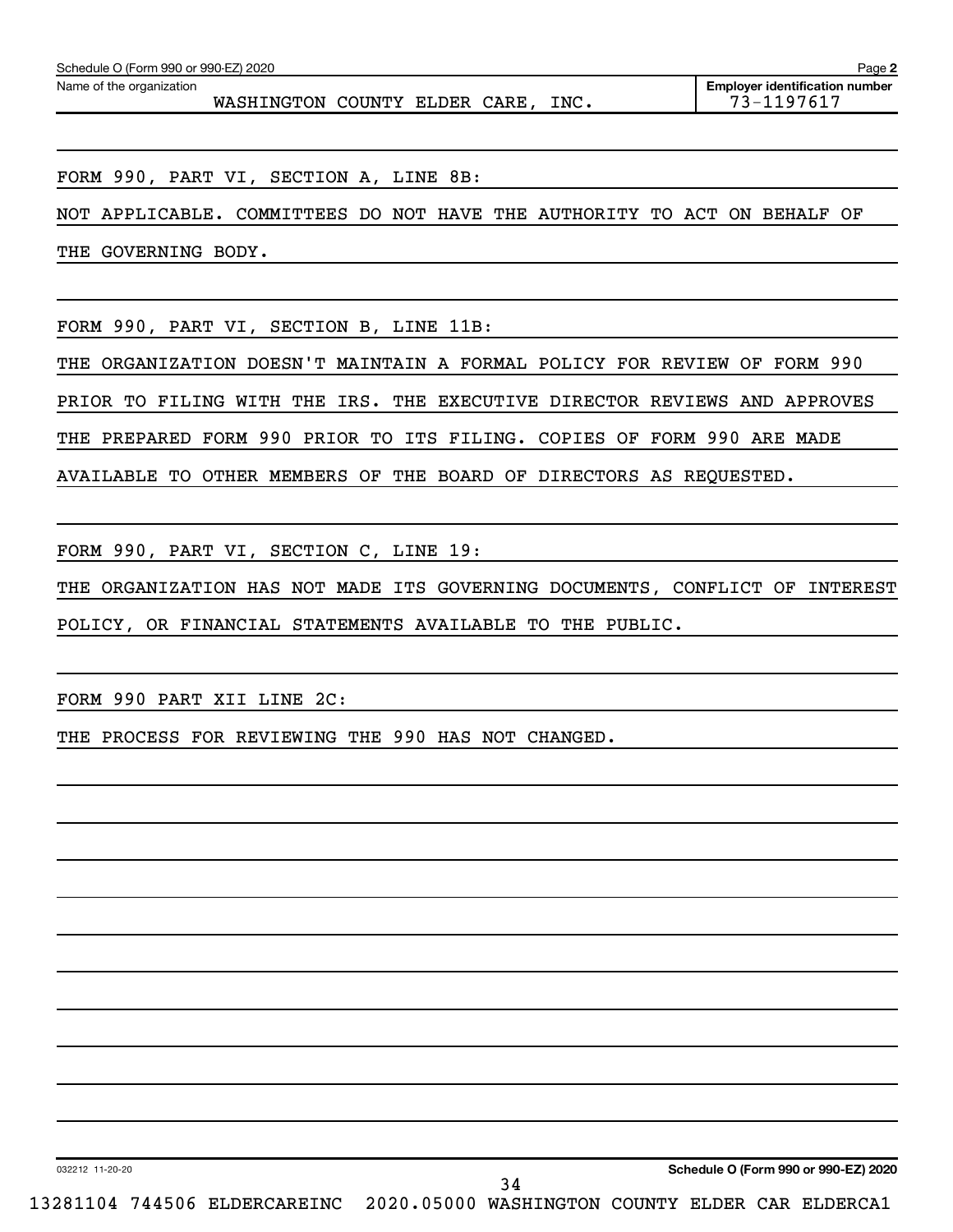Name of the organization
WASHINGTON COUNTY ELDER CARE, INC.

**Employer identification number**
73-1197617

FORM 990, PART VI, SECTION A, LINE 8B:

NOT APPLICABLE. COMMITTEES DO NOT HAVE THE AUTHORITY TO ACT ON BEHALF OF THE GOVERNING BODY.

FORM 990, PART VI, SECTION B, LINE 11B:

THE ORGANIZATION DOESN'T MAINTAIN A FORMAL POLICY FOR REVIEW OF FORM 990 PRIOR TO FILING WITH THE IRS. THE EXECUTIVE DIRECTOR REVIEWS AND APPROVES THE PREPARED FORM 990 PRIOR TO ITS FILING. COPIES OF FORM 990 ARE MADE AVAILABLE TO OTHER MEMBERS OF THE BOARD OF DIRECTORS AS REQUESTED.

FORM 990, PART VI, SECTION C, LINE 19:

THE ORGANIZATION HAS NOT MADE ITS GOVERNING DOCUMENTS, CONFLICT OF INTEREST POLICY, OR FINANCIAL STATEMENTS AVAILABLE TO THE PUBLIC.

FORM 990 PART XII LINE 2C:

THE PROCESS FOR REVIEWING THE 990 HAS NOT CHANGED.

032212 11-20-20

**Schedule O (Form 990 or 990-EZ) 2020**

13281104 744506 ELDERCAREINC 2020.05000 WASHINGTON COUNTY ELDER CAR ELDERCA1